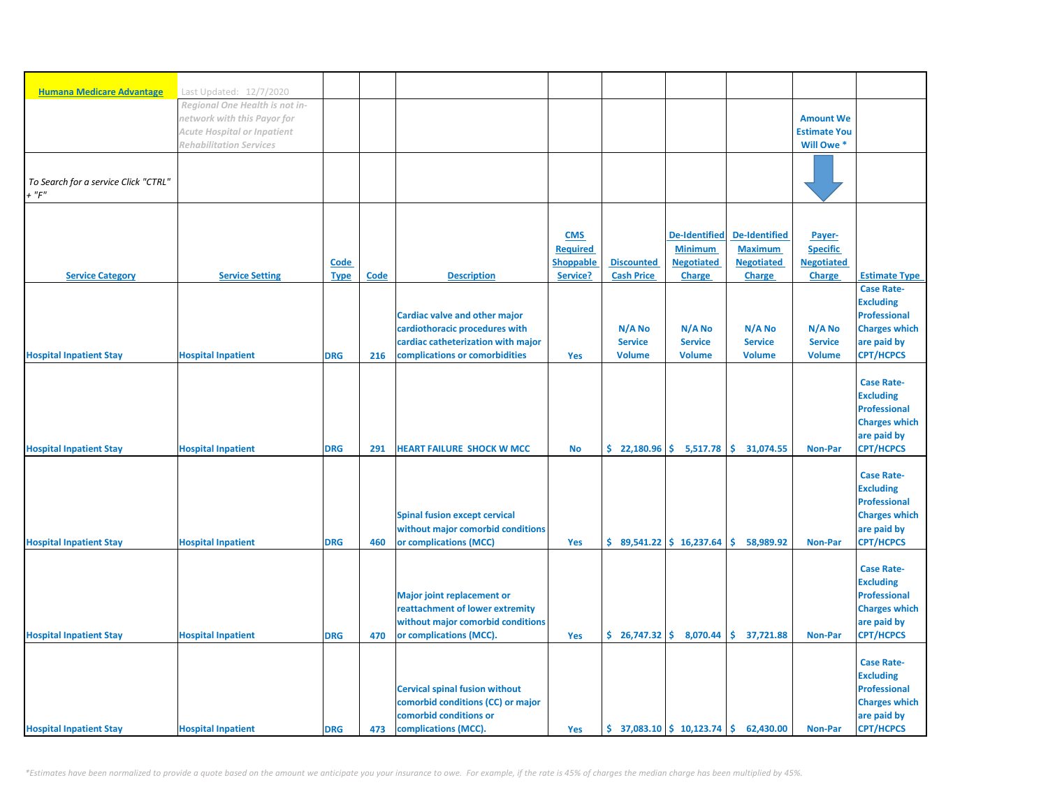**Humana Medicare Advantage** Last Updated: 12/7/2020

*Regional One Health is not in-network with this Payor for Acute Hospital or Inpatient Rehabilitation Services*

*To Search for a service Click "CTRL" + "F"*

| Service Category | Service Setting | Code Type | Code | Description | CMS Required Shoppable Service? | Discounted Cash Price | De-Identified Minimum Negotiated Charge | De-Identified Maximum Negotiated Charge | Payer-Specific Negotiated Charge (Amount We Estimate You Will Owe *) | Estimate Type |
|---|---|---|---|---|---|---|---|---|---|---|
| Hospital Inpatient Stay | Hospital Inpatient | DRG | 216 | Cardiac valve and other major cardiothoracic procedures with cardiac catheterization with major complications or comorbidities | Yes | N/A No Service Volume | N/A No Service Volume | N/A No Service Volume | N/A No Service Volume | Case Rate- Excluding Professional Charges which are paid by CPT/HCPCS |
| Hospital Inpatient Stay | Hospital Inpatient | DRG | 291 | HEART FAILURE SHOCK W MCC | No | $ 22,180.96 | $ 5,517.78 | $ 31,074.55 | Non-Par | Case Rate- Excluding Professional Charges which are paid by CPT/HCPCS |
| Hospital Inpatient Stay | Hospital Inpatient | DRG | 460 | Spinal fusion except cervical without major comorbid conditions or complications (MCC) | Yes | $ 89,541.22 | $ 16,237.64 | $ 58,989.92 | Non-Par | Case Rate- Excluding Professional Charges which are paid by CPT/HCPCS |
| Hospital Inpatient Stay | Hospital Inpatient | DRG | 470 | Major joint replacement or reattachment of lower extremity without major comorbid conditions or complications (MCC). | Yes | $ 26,747.32 | $ 8,070.44 | $ 37,721.88 | Non-Par | Case Rate- Excluding Professional Charges which are paid by CPT/HCPCS |
| Hospital Inpatient Stay | Hospital Inpatient | DRG | 473 | Cervical spinal fusion without comorbid conditions (CC) or major comorbid conditions or complications (MCC). | Yes | $ 37,083.10 | $ 10,123.74 | $ 62,430.00 | Non-Par | Case Rate- Excluding Professional Charges which are paid by CPT/HCPCS |

*\*Estimates have been normalized to provide a quote based on the amount we anticipate you your insurance to owe. For example, if the rate is 45% of charges the median charge has been multiplied by 45%.*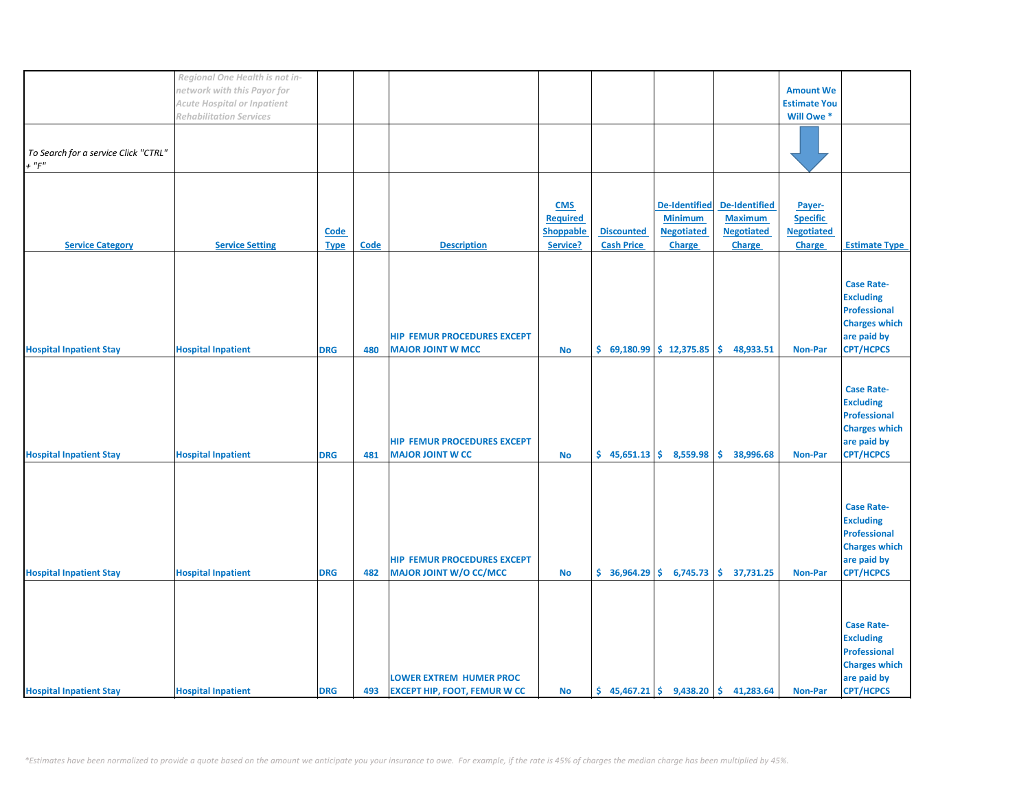| | *Regional One Health is not in-network with this Payor for Acute Hospital or Inpatient Rehabilitation Services* | | | | | | | | Amount We Estimate You Will Owe * | |
|---|---|---|---|---|---|---|---|---|---|---|
| *To Search for a service Click "CTRL" + "F"* | | | | | | | | | | |
| **Service Category** | **Service Setting** | **Code Type** | **Code** | **Description** | **CMS Required Shoppable Service?** | **Discounted Cash Price** | **De-Identified Minimum Negotiated Charge** | **De-Identified Maximum Negotiated Charge** | **Payer-Specific Negotiated Charge** | **Estimate Type** |
| Hospital Inpatient Stay | Hospital Inpatient | DRG | 480 | HIP FEMUR PROCEDURES EXCEPT MAJOR JOINT W MCC | No | $ 69,180.99 | $ 12,375.85 | $ 48,933.51 | Non-Par | Case Rate-Excluding Professional Charges which are paid by CPT/HCPCS |
| Hospital Inpatient Stay | Hospital Inpatient | DRG | 481 | HIP FEMUR PROCEDURES EXCEPT MAJOR JOINT W CC | No | $ 45,651.13 | $ 8,559.98 | $ 38,996.68 | Non-Par | Case Rate-Excluding Professional Charges which are paid by CPT/HCPCS |
| Hospital Inpatient Stay | Hospital Inpatient | DRG | 482 | HIP FEMUR PROCEDURES EXCEPT MAJOR JOINT W/O CC/MCC | No | $ 36,964.29 | $ 6,745.73 | $ 37,731.25 | Non-Par | Case Rate-Excluding Professional Charges which are paid by CPT/HCPCS |
| Hospital Inpatient Stay | Hospital Inpatient | DRG | 493 | LOWER EXTREM HUMER PROC EXCEPT HIP, FOOT, FEMUR W CC | No | $ 45,467.21 | $ 9,438.20 | $ 41,283.64 | Non-Par | Case Rate-Excluding Professional Charges which are paid by CPT/HCPCS |

*\*Estimates have been normalized to provide a quote based on the amount we anticipate you your insurance to owe. For example, if the rate is 45% of charges the median charge has been multiplied by 45%.*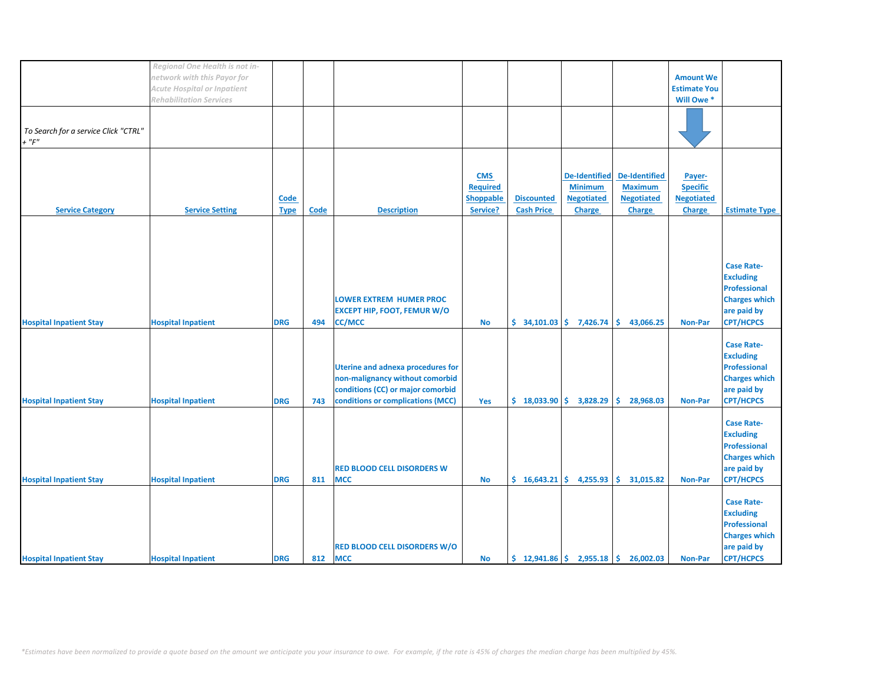| | *Regional One Health is not in-network with this Payor for Acute Hospital or Inpatient Rehabilitation Services* | | | | | | | | **Amount We Estimate You Will Owe *** | |
|---|---|---|---|---|---|---|---|---|---|---|
| *To Search for a service Click "CTRL" + "F"* | | | | | | | | | | |
| **Service Category** | **Service Setting** | **Code Type** | **Code** | **Description** | **CMS Required Shoppable Service?** | **Discounted Cash Price** | **De-Identified Minimum Negotiated Charge** | **De-Identified Maximum Negotiated Charge** | **Payer-Specific Negotiated Charge** | **Estimate Type** |
| **Hospital Inpatient Stay** | **Hospital Inpatient** | **DRG** | **494** | **LOWER EXTREM HUMER PROC EXCEPT HIP, FOOT, FEMUR W/O CC/MCC** | **No** | **$ 34,101.03** | **$ 7,426.74** | **$ 43,066.25** | **Non-Par** | **Case Rate-Excluding Professional Charges which are paid by CPT/HCPCS** |
| **Hospital Inpatient Stay** | **Hospital Inpatient** | **DRG** | **743** | **Uterine and adnexa procedures for non-malignancy without comorbid conditions (CC) or major comorbid conditions or complications (MCC)** | **Yes** | **$ 18,033.90** | **$ 3,828.29** | **$ 28,968.03** | **Non-Par** | **Case Rate-Excluding Professional Charges which are paid by CPT/HCPCS** |
| **Hospital Inpatient Stay** | **Hospital Inpatient** | **DRG** | **811** | **RED BLOOD CELL DISORDERS W MCC** | **No** | **$ 16,643.21** | **$ 4,255.93** | **$ 31,015.82** | **Non-Par** | **Case Rate-Excluding Professional Charges which are paid by CPT/HCPCS** |
| **Hospital Inpatient Stay** | **Hospital Inpatient** | **DRG** | **812** | **RED BLOOD CELL DISORDERS W/O MCC** | **No** | **$ 12,941.86** | **$ 2,955.18** | **$ 26,002.03** | **Non-Par** | **Case Rate-Excluding Professional Charges which are paid by CPT/HCPCS** |

*\*Estimates have been normalized to provide a quote based on the amount we anticipate you your insurance to owe. For example, if the rate is 45% of charges the median charge has been multiplied by 45%.*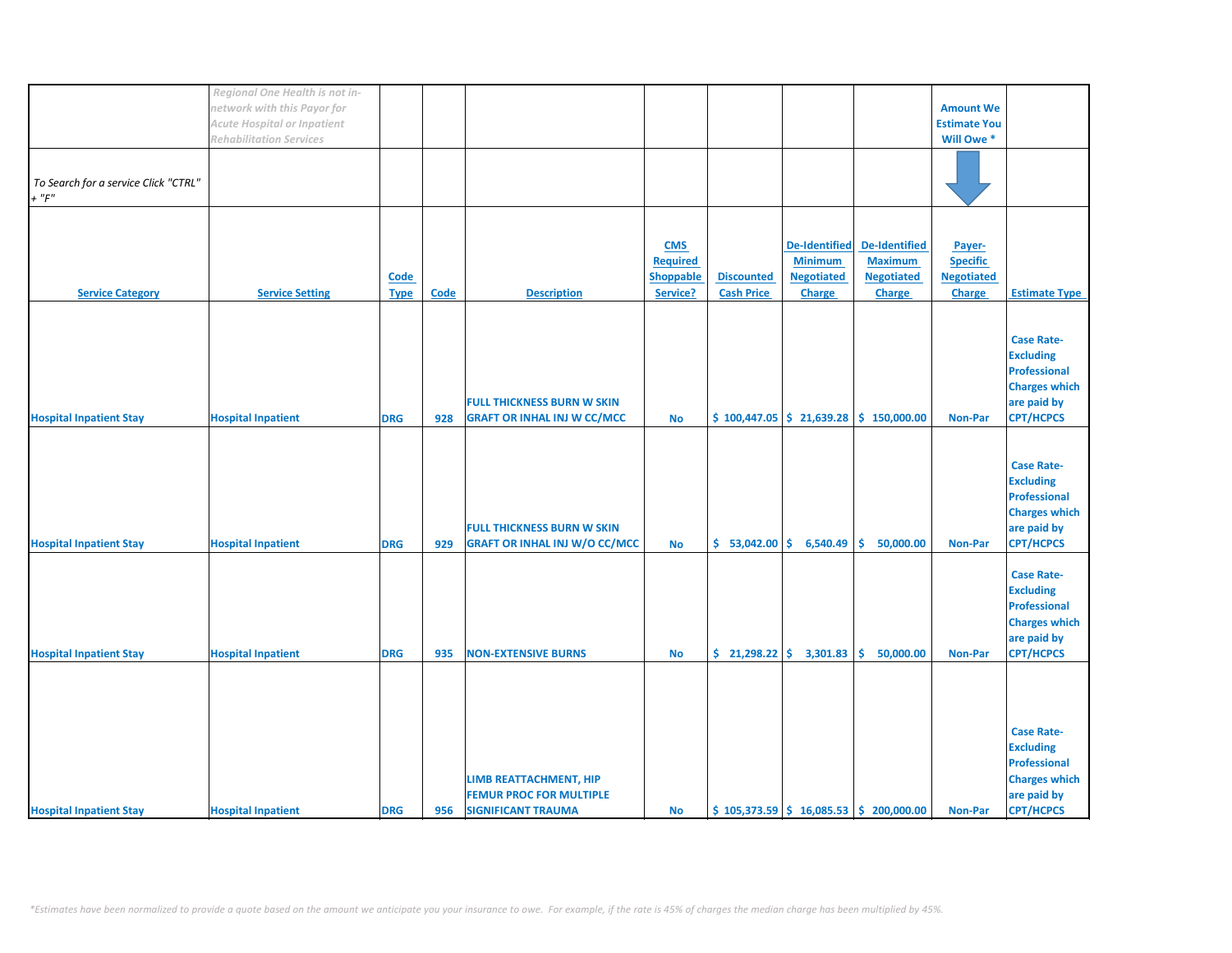| | *Regional One Health is not in-network with this Payor for Acute Hospital or Inpatient Rehabilitation Services* | | | | | | | | Amount We Estimate You Will Owe * | |
|---|---|---|---|---|---|---|---|---|---|---|
| *To Search for a service Click "CTRL" + "F"* | | | | | | | | | | |
| Service Category | Service Setting | Code Type | Code | Description | CMS Required Shoppable Service? | Discounted Cash Price | De-Identified Minimum Negotiated Charge | De-Identified Maximum Negotiated Charge | Payer-Specific Negotiated Charge | Estimate Type |
| Hospital Inpatient Stay | Hospital Inpatient | DRG | 928 | FULL THICKNESS BURN W SKIN GRAFT OR INHAL INJ W CC/MCC | No | $ 100,447.05 | $ 21,639.28 | $ 150,000.00 | Non-Par | Case Rate-Excluding Professional Charges which are paid by CPT/HCPCS |
| Hospital Inpatient Stay | Hospital Inpatient | DRG | 929 | FULL THICKNESS BURN W SKIN GRAFT OR INHAL INJ W/O CC/MCC | No | $ 53,042.00 | $ 6,540.49 | $ 50,000.00 | Non-Par | Case Rate-Excluding Professional Charges which are paid by CPT/HCPCS |
| Hospital Inpatient Stay | Hospital Inpatient | DRG | 935 | NON-EXTENSIVE BURNS | No | $ 21,298.22 | $ 3,301.83 | $ 50,000.00 | Non-Par | Case Rate-Excluding Professional Charges which are paid by CPT/HCPCS |
| Hospital Inpatient Stay | Hospital Inpatient | DRG | 956 | LIMB REATTACHMENT, HIP FEMUR PROC FOR MULTIPLE SIGNIFICANT TRAUMA | No | $ 105,373.59 | $ 16,085.53 | $ 200,000.00 | Non-Par | Case Rate-Excluding Professional Charges which are paid by CPT/HCPCS |

*\*Estimates have been normalized to provide a quote based on the amount we anticipate you your insurance to owe. For example, if the rate is 45% of charges the median charge has been multiplied by 45%.*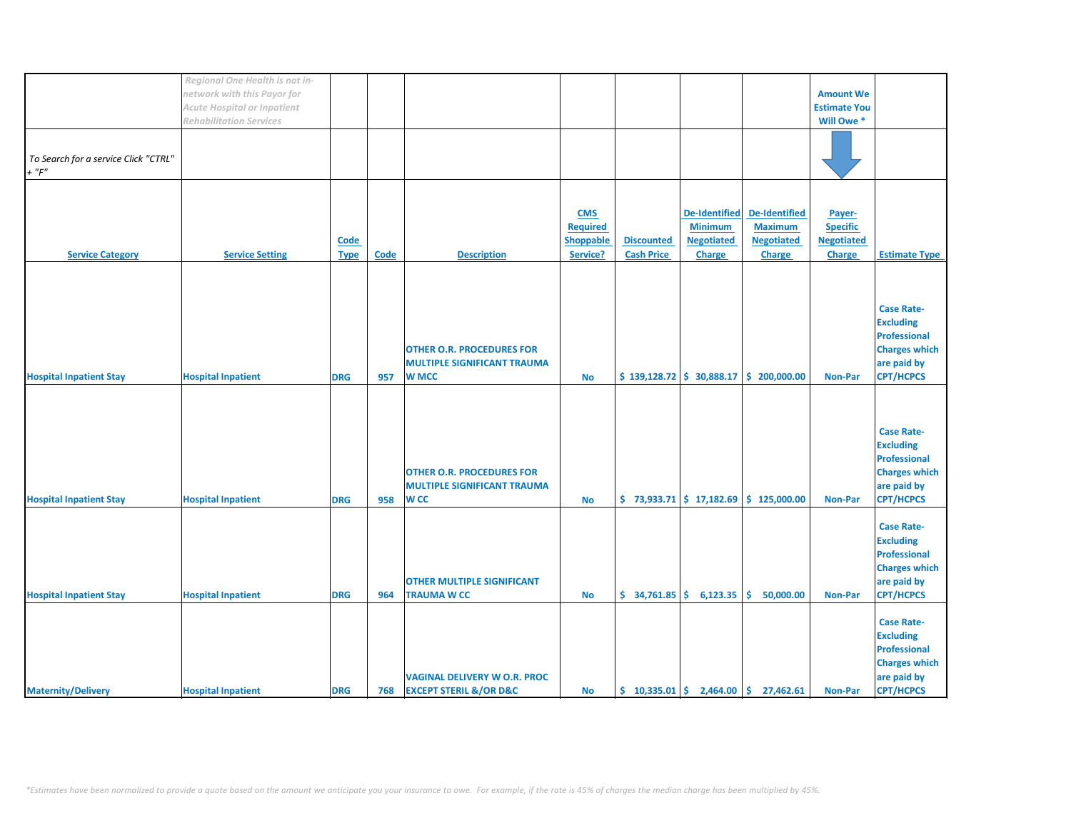| | *Regional One Health is not in-network with this Payor for Acute Hospital or Inpatient Rehabilitation Services* | | | | | | | | Amount We Estimate You Will Owe * | |
|---|---|---|---|---|---|---|---|---|---|---|
| *To Search for a service Click "CTRL" + "F"* | | | | | | | | | | |
| **Service Category** | **Service Setting** | **Code Type** | **Code** | **Description** | **CMS Required Shoppable Service?** | **Discounted Cash Price** | **De-Identified Minimum Negotiated Charge** | **De-Identified Maximum Negotiated Charge** | **Payer-Specific Negotiated Charge** | **Estimate Type** |
| Hospital Inpatient Stay | Hospital Inpatient | DRG | 957 | OTHER O.R. PROCEDURES FOR MULTIPLE SIGNIFICANT TRAUMA W MCC | No | $ 139,128.72 | $ 30,888.17 | $ 200,000.00 | Non-Par | Case Rate-Excluding Professional Charges which are paid by CPT/HCPCS |
| Hospital Inpatient Stay | Hospital Inpatient | DRG | 958 | OTHER O.R. PROCEDURES FOR MULTIPLE SIGNIFICANT TRAUMA W CC | No | $ 73,933.71 | $ 17,182.69 | $ 125,000.00 | Non-Par | Case Rate-Excluding Professional Charges which are paid by CPT/HCPCS |
| Hospital Inpatient Stay | Hospital Inpatient | DRG | 964 | OTHER MULTIPLE SIGNIFICANT TRAUMA W CC | No | $ 34,761.85 | $ 6,123.35 | $ 50,000.00 | Non-Par | Case Rate-Excluding Professional Charges which are paid by CPT/HCPCS |
| Maternity/Delivery | Hospital Inpatient | DRG | 768 | VAGINAL DELIVERY W O.R. PROC EXCEPT STERIL &/OR D&C | No | $ 10,335.01 | $ 2,464.00 | $ 27,462.61 | Non-Par | Case Rate-Excluding Professional Charges which are paid by CPT/HCPCS |

*\*Estimates have been normalized to provide a quote based on the amount we anticipate you your insurance to owe. For example, if the rate is 45% of charges the median charge has been multiplied by 45%.*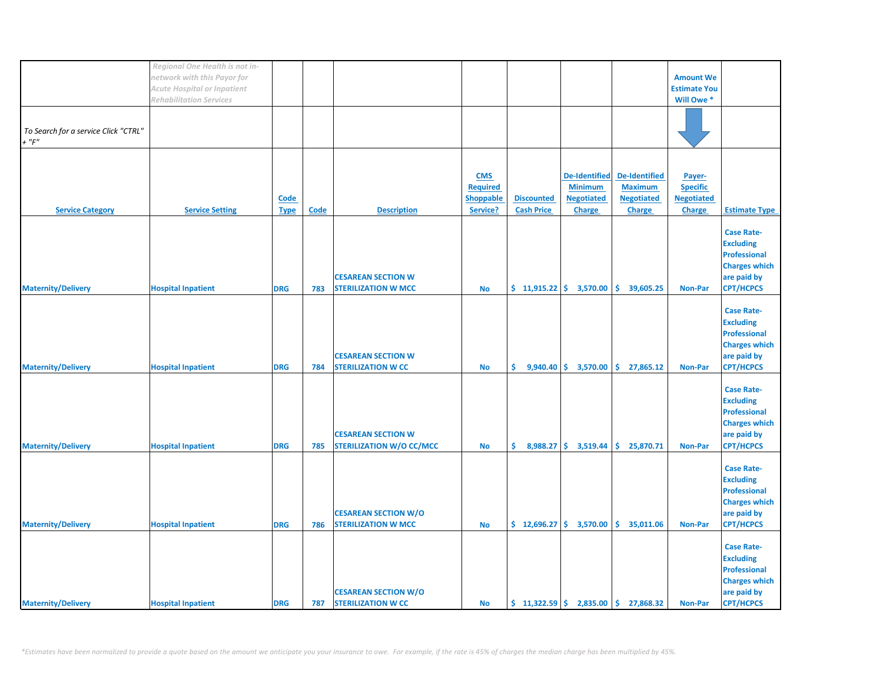| | *Regional One Health is not in-network with this Payor for Acute Hospital or Inpatient Rehabilitation Services* | | | | | | | | Amount We Estimate You Will Owe * | |
|---|---|---|---|---|---|---|---|---|---|---|
| *To Search for a service Click "CTRL" + "F"* | | | | | | | | | | |
| Service Category | Service Setting | Code Type | Code | Description | CMS Required Shoppable Service? | Discounted Cash Price | De-Identified Minimum Negotiated Charge | De-Identified Maximum Negotiated Charge | Payer-Specific Negotiated Charge | Estimate Type |
| Maternity/Delivery | Hospital Inpatient | DRG | 783 | CESAREAN SECTION W STERILIZATION W MCC | No | $ 11,915.22 | $ 3,570.00 | $ 39,605.25 | Non-Par | Case Rate- Excluding Professional Charges which are paid by CPT/HCPCS |
| Maternity/Delivery | Hospital Inpatient | DRG | 784 | CESAREAN SECTION W STERILIZATION W CC | No | $ 9,940.40 | $ 3,570.00 | $ 27,865.12 | Non-Par | Case Rate- Excluding Professional Charges which are paid by CPT/HCPCS |
| Maternity/Delivery | Hospital Inpatient | DRG | 785 | CESAREAN SECTION W STERILIZATION W/O CC/MCC | No | $ 8,988.27 | $ 3,519.44 | $ 25,870.71 | Non-Par | Case Rate- Excluding Professional Charges which are paid by CPT/HCPCS |
| Maternity/Delivery | Hospital Inpatient | DRG | 786 | CESAREAN SECTION W/O STERILIZATION W MCC | No | $ 12,696.27 | $ 3,570.00 | $ 35,011.06 | Non-Par | Case Rate- Excluding Professional Charges which are paid by CPT/HCPCS |
| Maternity/Delivery | Hospital Inpatient | DRG | 787 | CESAREAN SECTION W/O STERILIZATION W CC | No | $ 11,322.59 | $ 2,835.00 | $ 27,868.32 | Non-Par | Case Rate- Excluding Professional Charges which are paid by CPT/HCPCS |

*\*Estimates have been normalized to provide a quote based on the amount we anticipate you your insurance to owe. For example, if the rate is 45% of charges the median charge has been multiplied by 45%.*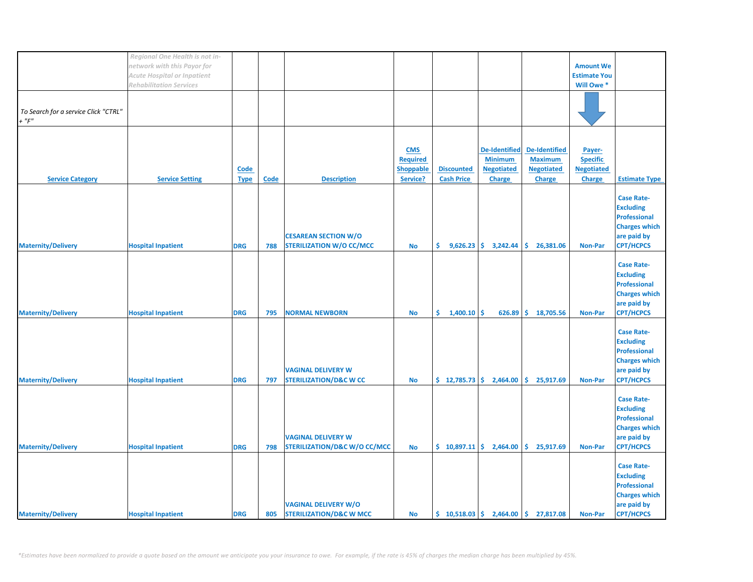| | *Regional One Health is not in-network with this Payor for Acute Hospital or Inpatient Rehabilitation Services* | | | | | | | | Amount We Estimate You Will Owe * | |
|---|---|---|---|---|---|---|---|---|---|---|
| *To Search for a service Click "CTRL" + "F"* | | | | | | | | | | |
| **Service Category** | **Service Setting** | **Code Type** | **Code** | **Description** | **CMS Required Shoppable Service?** | **Discounted Cash Price** | **De-Identified Minimum Negotiated Charge** | **De-Identified Maximum Negotiated Charge** | **Payer-Specific Negotiated Charge** | **Estimate Type** |
| Maternity/Delivery | Hospital Inpatient | DRG | 788 | CESAREAN SECTION W/O STERILIZATION W/O CC/MCC | No | $ 9,626.23 | $ 3,242.44 | $ 26,381.06 | Non-Par | Case Rate-Excluding Professional Charges which are paid by CPT/HCPCS |
| Maternity/Delivery | Hospital Inpatient | DRG | 795 | NORMAL NEWBORN | No | $ 1,400.10 | $ 626.89 | $ 18,705.56 | Non-Par | Case Rate-Excluding Professional Charges which are paid by CPT/HCPCS |
| Maternity/Delivery | Hospital Inpatient | DRG | 797 | VAGINAL DELIVERY W STERILIZATION/D&C W CC | No | $ 12,785.73 | $ 2,464.00 | $ 25,917.69 | Non-Par | Case Rate-Excluding Professional Charges which are paid by CPT/HCPCS |
| Maternity/Delivery | Hospital Inpatient | DRG | 798 | VAGINAL DELIVERY W STERILIZATION/D&C W/O CC/MCC | No | $ 10,897.11 | $ 2,464.00 | $ 25,917.69 | Non-Par | Case Rate-Excluding Professional Charges which are paid by CPT/HCPCS |
| Maternity/Delivery | Hospital Inpatient | DRG | 805 | VAGINAL DELIVERY W/O STERILIZATION/D&C W MCC | No | $ 10,518.03 | $ 2,464.00 | $ 27,817.08 | Non-Par | Case Rate-Excluding Professional Charges which are paid by CPT/HCPCS |

*\*Estimates have been normalized to provide a quote based on the amount we anticipate you your insurance to owe. For example, if the rate is 45% of charges the median charge has been multiplied by 45%.*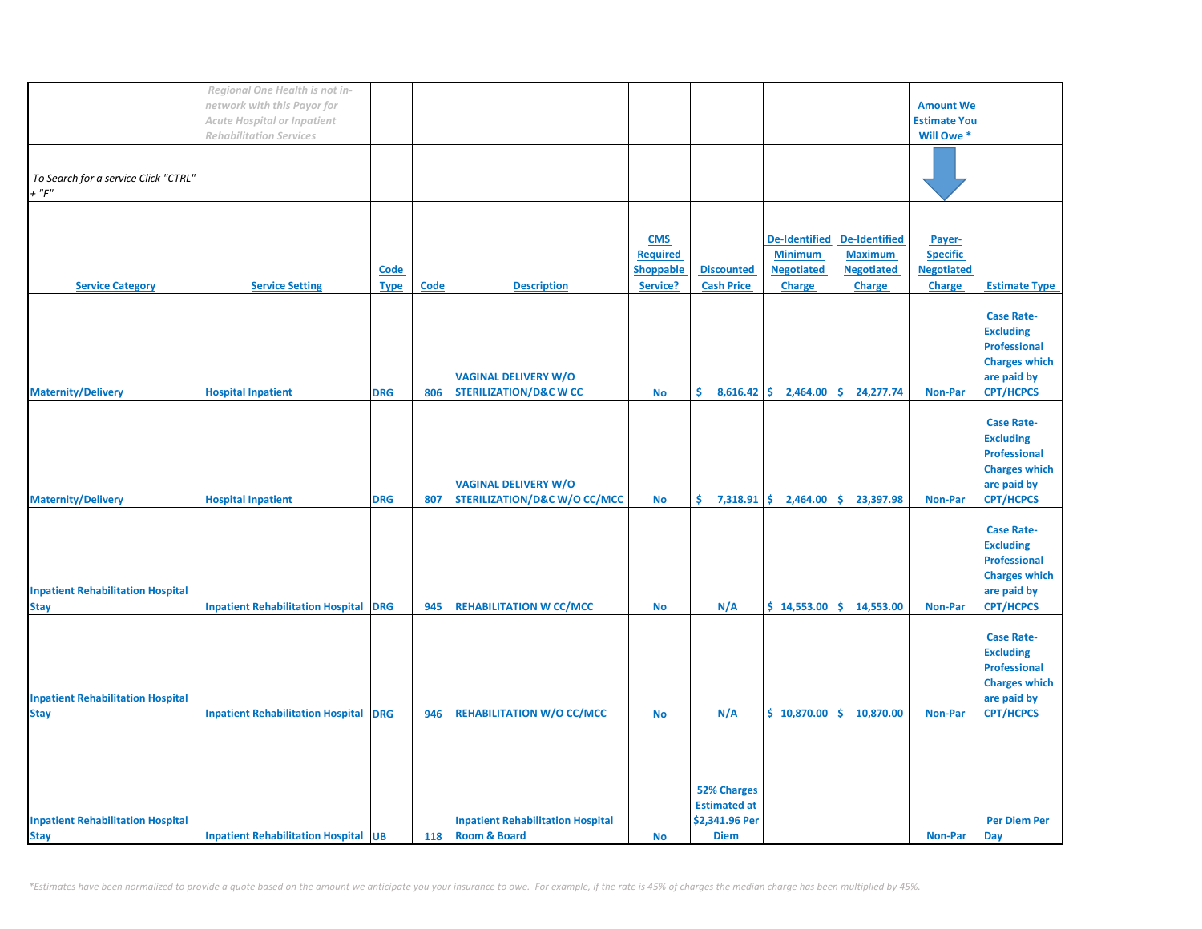| | *Regional One Health is not in-network with this Payor for Acute Hospital or Inpatient Rehabilitation Services* | | | | | | | | **Amount We Estimate You Will Owe *** | |
|---|---|---|---|---|---|---|---|---|---|---|
| *To Search for a service Click "CTRL" + "F"* | | | | | | | | | ⬇ | |
| **Service Category** | **Service Setting** | **Code Type** | **Code** | **Description** | **CMS Required Shoppable Service?** | **Discounted Cash Price** | **De-Identified Minimum Negotiated Charge** | **De-Identified Maximum Negotiated Charge** | **Payer-Specific Negotiated Charge** | **Estimate Type** |
| **Maternity/Delivery** | **Hospital Inpatient** | **DRG** | **806** | **VAGINAL DELIVERY W/O STERILIZATION/D&C W CC** | **No** | **$ 8,616.42** | **$ 2,464.00** | **$ 24,277.74** | **Non-Par** | **Case Rate- Excluding Professional Charges which are paid by CPT/HCPCS** |
| **Maternity/Delivery** | **Hospital Inpatient** | **DRG** | **807** | **VAGINAL DELIVERY W/O STERILIZATION/D&C W/O CC/MCC** | **No** | **$ 7,318.91** | **$ 2,464.00** | **$ 23,397.98** | **Non-Par** | **Case Rate- Excluding Professional Charges which are paid by CPT/HCPCS** |
| **Inpatient Rehabilitation Hospital Stay** | **Inpatient Rehabilitation Hospital** | **DRG** | **945** | **REHABILITATION W CC/MCC** | **No** | **N/A** | **$ 14,553.00** | **$ 14,553.00** | **Non-Par** | **Case Rate- Excluding Professional Charges which are paid by CPT/HCPCS** |
| **Inpatient Rehabilitation Hospital Stay** | **Inpatient Rehabilitation Hospital** | **DRG** | **946** | **REHABILITATION W/O CC/MCC** | **No** | **N/A** | **$ 10,870.00** | **$ 10,870.00** | **Non-Par** | **Case Rate- Excluding Professional Charges which are paid by CPT/HCPCS** |
| **Inpatient Rehabilitation Hospital Stay** | **Inpatient Rehabilitation Hospital** | **UB** | **118** | **Inpatient Rehabilitation Hospital Room & Board** | **No** | **52% Charges Estimated at $2,341.96 Per Diem** | | | **Non-Par** | **Per Diem Per Day** |

*\*Estimates have been normalized to provide a quote based on the amount we anticipate you your insurance to owe. For example, if the rate is 45% of charges the median charge has been multiplied by 45%.*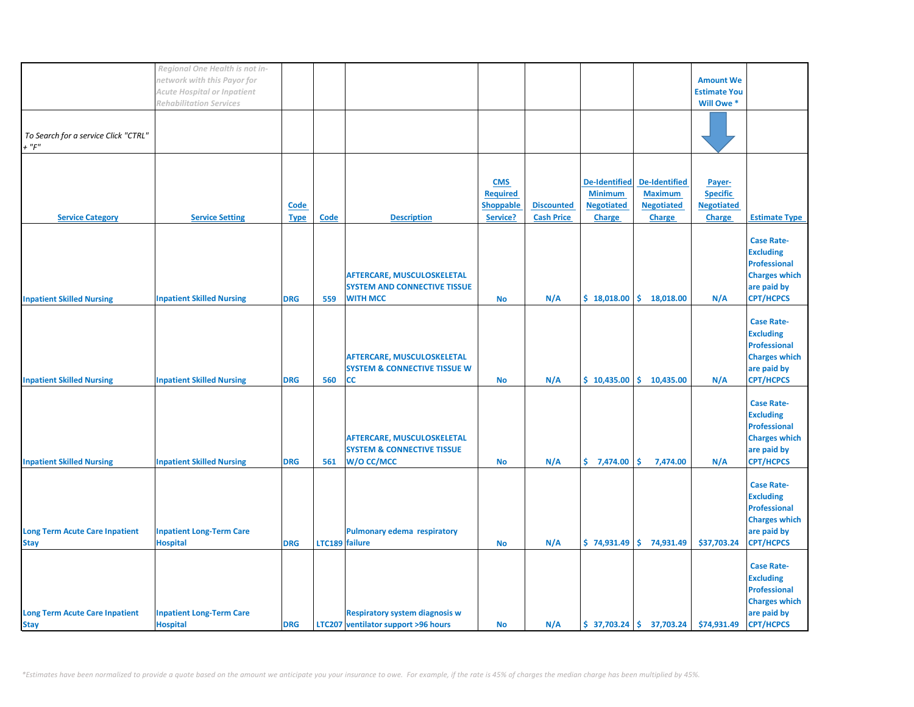| | *Regional One Health is not in-network with this Payor for Acute Hospital or Inpatient Rehabilitation Services* | | | | | | | | Amount We Estimate You Will Owe * | |
|---|---|---|---|---|---|---|---|---|---|---|
| *To Search for a service Click "CTRL" + "F"* | | | | | | | | | | |
| **Service Category** | **Service Setting** | **Code Type** | **Code** | **Description** | **CMS Required Shoppable Service?** | **Discounted Cash Price** | **De-Identified Minimum Negotiated Charge** | **De-Identified Maximum Negotiated Charge** | **Payer-Specific Negotiated Charge** | **Estimate Type** |
| Inpatient Skilled Nursing | Inpatient Skilled Nursing | DRG | 559 | AFTERCARE, MUSCULOSKELETAL SYSTEM AND CONNECTIVE TISSUE WITH MCC | No | N/A | $ 18,018.00 | $ 18,018.00 | N/A | Case Rate-Excluding Professional Charges which are paid by CPT/HCPCS |
| Inpatient Skilled Nursing | Inpatient Skilled Nursing | DRG | 560 | AFTERCARE, MUSCULOSKELETAL SYSTEM & CONNECTIVE TISSUE W CC | No | N/A | $ 10,435.00 | $ 10,435.00 | N/A | Case Rate-Excluding Professional Charges which are paid by CPT/HCPCS |
| Inpatient Skilled Nursing | Inpatient Skilled Nursing | DRG | 561 | AFTERCARE, MUSCULOSKELETAL SYSTEM & CONNECTIVE TISSUE W/O CC/MCC | No | N/A | $ 7,474.00 | $ 7,474.00 | N/A | Case Rate-Excluding Professional Charges which are paid by CPT/HCPCS |
| Long Term Acute Care Inpatient Stay | Inpatient Long-Term Care Hospital | DRG | LTC189 | Pulmonary edema respiratory failure | No | N/A | $ 74,931.49 | $ 74,931.49 | $37,703.24 | Case Rate-Excluding Professional Charges which are paid by CPT/HCPCS |
| Long Term Acute Care Inpatient Stay | Inpatient Long-Term Care Hospital | DRG | LTC207 | Respiratory system diagnosis w ventilator support >96 hours | No | N/A | $ 37,703.24 | $ 37,703.24 | $74,931.49 | Case Rate-Excluding Professional Charges which are paid by CPT/HCPCS |

*\*Estimates have been normalized to provide a quote based on the amount we anticipate you your insurance to owe. For example, if the rate is 45% of charges the median charge has been multiplied by 45%.*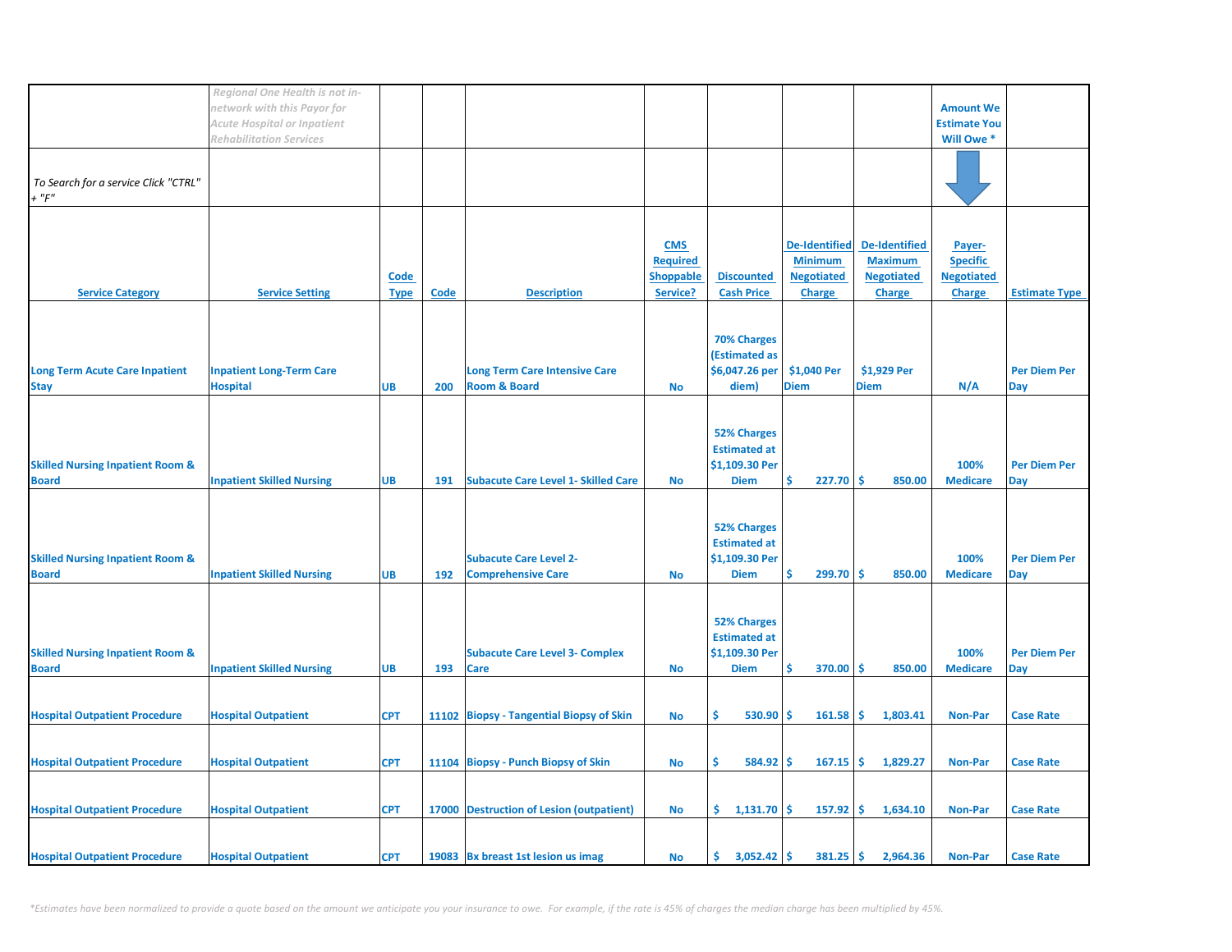| | Regional One Health is not in-network with this Payor for Acute Hospital or Inpatient Rehabilitation Services | | | | | | | | Amount We Estimate You Will Owe * | |
|---|---|---|---|---|---|---|---|---|---|---|
| To Search for a service Click "CTRL" + "F" | | | | | | | | | | |
| **Service Category** | **Service Setting** | **Code Type** | **Code** | **Description** | **CMS Required Shoppable Service?** | **Discounted Cash Price** | **De-Identified Minimum Negotiated Charge** | **De-Identified Maximum Negotiated Charge** | **Payer-Specific Negotiated Charge** | **Estimate Type** |
| Long Term Acute Care Inpatient Stay | Inpatient Long-Term Care Hospital | UB | 200 | Long Term Care Intensive Care Room & Board | No | 70% Charges (Estimated as $6,047.26 per diem) | $1,040 Per Diem | $1,929 Per Diem | N/A | Per Diem Per Day |
| Skilled Nursing Inpatient Room & Board | Inpatient Skilled Nursing | UB | 191 | Subacute Care Level 1- Skilled Care | No | 52% Charges Estimated at $1,109.30 Per Diem | $ 227.70 | $ 850.00 | 100% Medicare | Per Diem Per Day |
| Skilled Nursing Inpatient Room & Board | Inpatient Skilled Nursing | UB | 192 | Subacute Care Level 2- Comprehensive Care | No | 52% Charges Estimated at $1,109.30 Per Diem | $ 299.70 | $ 850.00 | 100% Medicare | Per Diem Per Day |
| Skilled Nursing Inpatient Room & Board | Inpatient Skilled Nursing | UB | 193 | Subacute Care Level 3- Complex Care | No | 52% Charges Estimated at $1,109.30 Per Diem | $ 370.00 | $ 850.00 | 100% Medicare | Per Diem Per Day |
| Hospital Outpatient Procedure | Hospital Outpatient | CPT | 11102 | Biopsy - Tangential Biopsy of Skin | No | $ 530.90 | $ 161.58 | $ 1,803.41 | Non-Par | Case Rate |
| Hospital Outpatient Procedure | Hospital Outpatient | CPT | 11104 | Biopsy - Punch Biopsy of Skin | No | $ 584.92 | $ 167.15 | $ 1,829.27 | Non-Par | Case Rate |
| Hospital Outpatient Procedure | Hospital Outpatient | CPT | 17000 | Destruction of Lesion (outpatient) | No | $ 1,131.70 | $ 157.92 | $ 1,634.10 | Non-Par | Case Rate |
| Hospital Outpatient Procedure | Hospital Outpatient | CPT | 19083 | Bx breast 1st lesion us imag | No | $ 3,052.42 | $ 381.25 | $ 2,964.36 | Non-Par | Case Rate |

*\*Estimates have been normalized to provide a quote based on the amount we anticipate you your insurance to owe. For example, if the rate is 45% of charges the median charge has been multiplied by 45%.*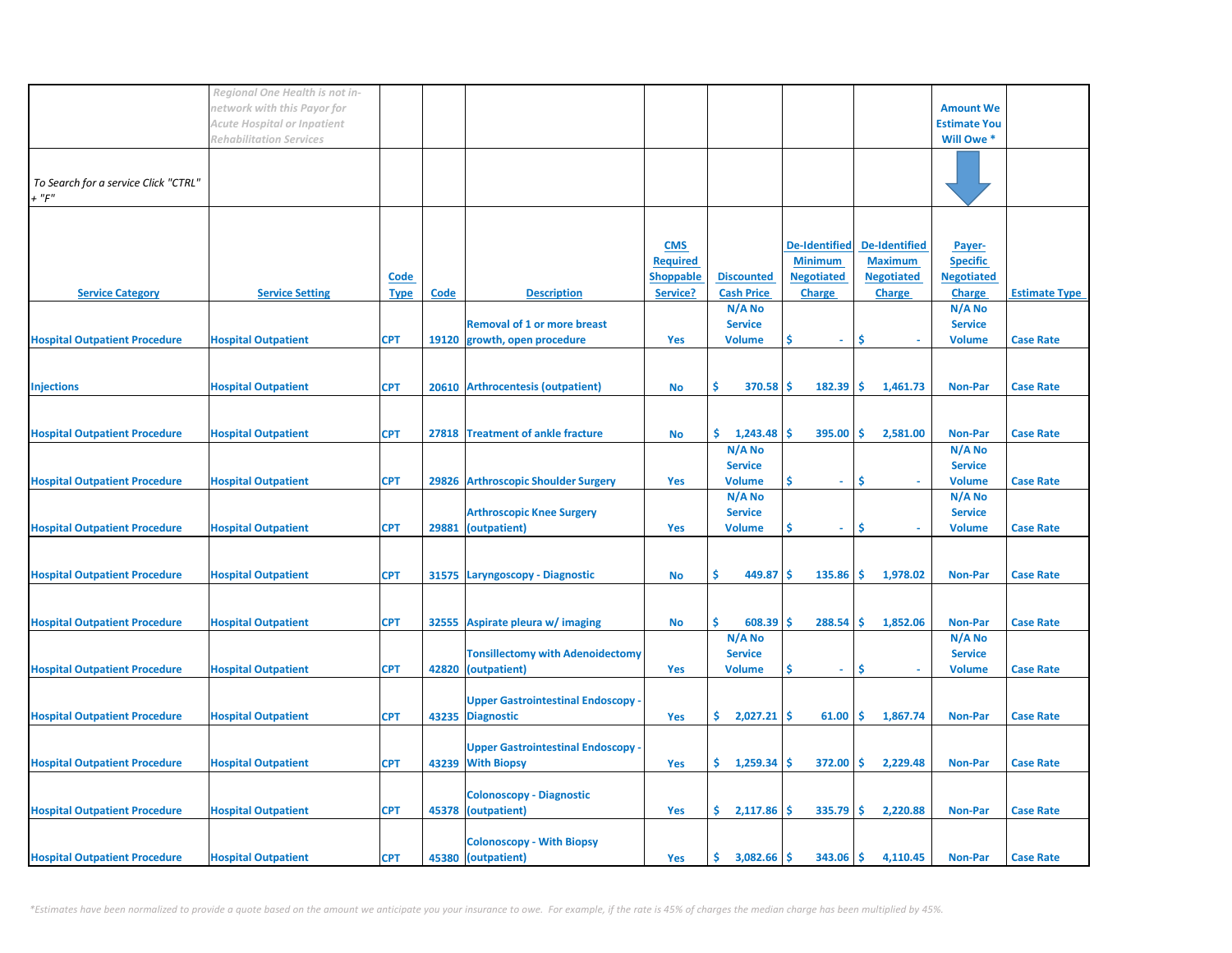| | Regional One Health is not in-network with this Payor for Acute Hospital or Inpatient Rehabilitation Services | | | | | | | | Amount We Estimate You Will Owe * | |
|---|---|---|---|---|---|---|---|---|---|---|
| To Search for a service Click "CTRL" + "F" | | | | | | | | | | |
| **Service Category** | **Service Setting** | **Code Type** | **Code** | **Description** | **CMS Required Shoppable Service?** | **Discounted Cash Price** | **De-Identified Minimum Negotiated Charge** | **De-Identified Maximum Negotiated Charge** | **Payer-Specific Negotiated Charge** | **Estimate Type** |
| Hospital Outpatient Procedure | Hospital Outpatient | CPT | 19120 | Removal of 1 or more breast growth, open procedure | Yes | N/A No Service Volume | $ - | $ - | N/A No Service Volume | Case Rate |
| Injections | Hospital Outpatient | CPT | 20610 | Arthrocentesis (outpatient) | No | $ 370.58 | $ 182.39 | $ 1,461.73 | Non-Par | Case Rate |
| Hospital Outpatient Procedure | Hospital Outpatient | CPT | 27818 | Treatment of ankle fracture | No | $ 1,243.48 | $ 395.00 | $ 2,581.00 | Non-Par | Case Rate |
| Hospital Outpatient Procedure | Hospital Outpatient | CPT | 29826 | Arthroscopic Shoulder Surgery | Yes | N/A No Service Volume | $ - | $ - | N/A No Service Volume | Case Rate |
| Hospital Outpatient Procedure | Hospital Outpatient | CPT | 29881 | Arthroscopic Knee Surgery (outpatient) | Yes | N/A No Service Volume | $ - | $ - | N/A No Service Volume | Case Rate |
| Hospital Outpatient Procedure | Hospital Outpatient | CPT | 31575 | Laryngoscopy - Diagnostic | No | $ 449.87 | $ 135.86 | $ 1,978.02 | Non-Par | Case Rate |
| Hospital Outpatient Procedure | Hospital Outpatient | CPT | 32555 | Aspirate pleura w/ imaging | No | $ 608.39 | $ 288.54 | $ 1,852.06 | Non-Par | Case Rate |
| Hospital Outpatient Procedure | Hospital Outpatient | CPT | 42820 | Tonsillectomy with Adenoidectomy (outpatient) | Yes | N/A No Service Volume | $ - | $ - | N/A No Service Volume | Case Rate |
| Hospital Outpatient Procedure | Hospital Outpatient | CPT | 43235 | Upper Gastrointestinal Endoscopy - Diagnostic | Yes | $ 2,027.21 | $ 61.00 | $ 1,867.74 | Non-Par | Case Rate |
| Hospital Outpatient Procedure | Hospital Outpatient | CPT | 43239 | Upper Gastrointestinal Endoscopy - With Biopsy | Yes | $ 1,259.34 | $ 372.00 | $ 2,229.48 | Non-Par | Case Rate |
| Hospital Outpatient Procedure | Hospital Outpatient | CPT | 45378 | Colonoscopy - Diagnostic (outpatient) | Yes | $ 2,117.86 | $ 335.79 | $ 2,220.88 | Non-Par | Case Rate |
| Hospital Outpatient Procedure | Hospital Outpatient | CPT | 45380 | Colonoscopy - With Biopsy (outpatient) | Yes | $ 3,082.66 | $ 343.06 | $ 4,110.45 | Non-Par | Case Rate |

*\*Estimates have been normalized to provide a quote based on the amount we anticipate you your insurance to owe. For example, if the rate is 45% of charges the median charge has been multiplied by 45%.*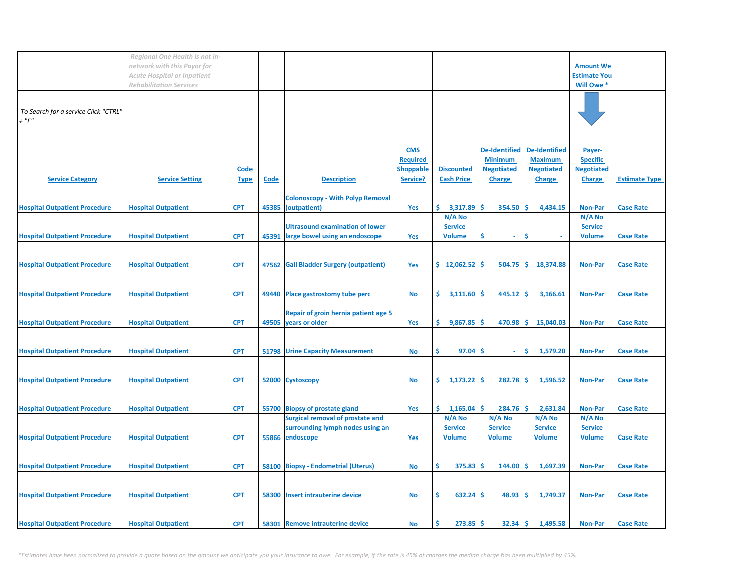| | *Regional One Health is not in-network with this Payor for Acute Hospital or Inpatient Rehabilitation Services* | | | | | | | | **Amount We Estimate You Will Owe *** | |
|---|---|---|---|---|---|---|---|---|---|---|
| *To Search for a service Click "CTRL" + "F"* | | | | | | | | | | |
| **Service Category** | **Service Setting** | **Code Type** | **Code** | **Description** | **CMS Required Shoppable Service?** | **Discounted Cash Price** | **De-Identified Minimum Negotiated Charge** | **De-Identified Maximum Negotiated Charge** | **Payer-Specific Negotiated Charge** | **Estimate Type** |
| Hospital Outpatient Procedure | Hospital Outpatient | CPT | 45385 | Colonoscopy - With Polyp Removal (outpatient) | Yes | $ 3,317.89 | $ 354.50 | $ 4,434.15 | Non-Par | Case Rate |
| Hospital Outpatient Procedure | Hospital Outpatient | CPT | 45391 | Ultrasound examination of lower large bowel using an endoscope | Yes | N/A No Service Volume | $ - | $ - | N/A No Service Volume | Case Rate |
| Hospital Outpatient Procedure | Hospital Outpatient | CPT | 47562 | Gall Bladder Surgery (outpatient) | Yes | $ 12,062.52 | $ 504.75 | $ 18,374.88 | Non-Par | Case Rate |
| Hospital Outpatient Procedure | Hospital Outpatient | CPT | 49440 | Place gastrostomy tube perc | No | $ 3,111.60 | $ 445.12 | $ 3,166.61 | Non-Par | Case Rate |
| Hospital Outpatient Procedure | Hospital Outpatient | CPT | 49505 | Repair of groin hernia patient age 5 years or older | Yes | $ 9,867.85 | $ 470.98 | $ 15,040.03 | Non-Par | Case Rate |
| Hospital Outpatient Procedure | Hospital Outpatient | CPT | 51798 | Urine Capacity Measurement | No | $ 97.04 | $ - | $ 1,579.20 | Non-Par | Case Rate |
| Hospital Outpatient Procedure | Hospital Outpatient | CPT | 52000 | Cystoscopy | No | $ 1,173.22 | $ 282.78 | $ 1,596.52 | Non-Par | Case Rate |
| Hospital Outpatient Procedure | Hospital Outpatient | CPT | 55700 | Biopsy of prostate gland | Yes | $ 1,165.04 | $ 284.76 | $ 2,631.84 | Non-Par | Case Rate |
| Hospital Outpatient Procedure | Hospital Outpatient | CPT | 55866 | Surgical removal of prostate and surrounding lymph nodes using an endoscope | Yes | N/A No Service Volume | N/A No Service Volume | N/A No Service Volume | N/A No Service Volume | Case Rate |
| Hospital Outpatient Procedure | Hospital Outpatient | CPT | 58100 | Biopsy - Endometrial (Uterus) | No | $ 375.83 | $ 144.00 | $ 1,697.39 | Non-Par | Case Rate |
| Hospital Outpatient Procedure | Hospital Outpatient | CPT | 58300 | Insert intrauterine device | No | $ 632.24 | $ 48.93 | $ 1,749.37 | Non-Par | Case Rate |
| Hospital Outpatient Procedure | Hospital Outpatient | CPT | 58301 | Remove intrauterine device | No | $ 273.85 | $ 32.34 | $ 1,495.58 | Non-Par | Case Rate |

*\*Estimates have been normalized to provide a quote based on the amount we anticipate you your insurance to owe. For example, if the rate is 45% of charges the median charge has been multiplied by 45%.*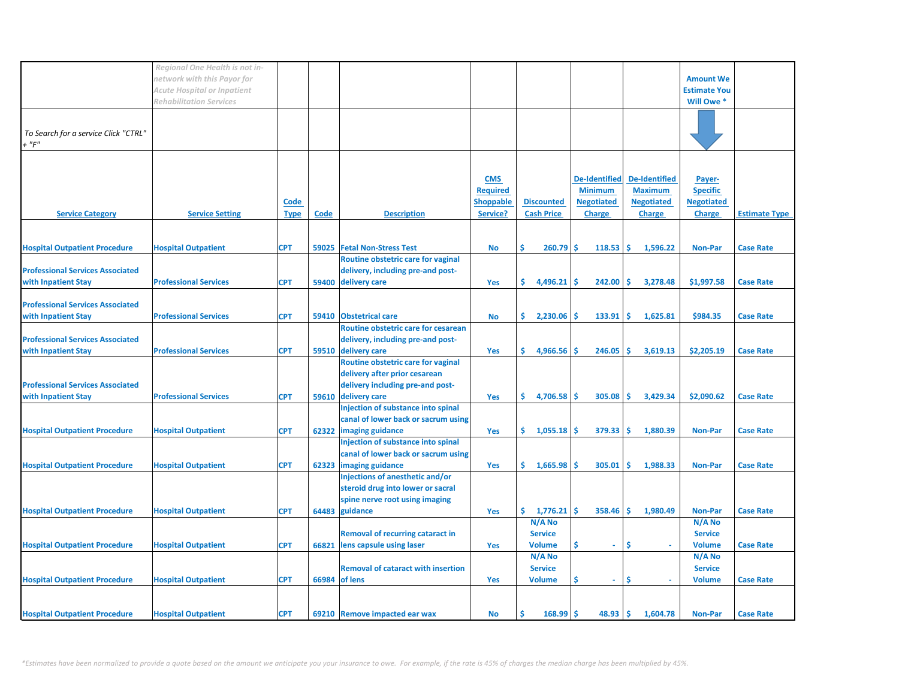| | *Regional One Health is not in-network with this Payor for Acute Hospital or Inpatient Rehabilitation Services* | | | | | | | | **Amount We Estimate You Will Owe *** | |
|---|---|---|---|---|---|---|---|---|---|---|
| *To Search for a service Click "CTRL" + "F"* | | | | | | | | | | |
| **Service Category** | **Service Setting** | **Code Type** | **Code** | **Description** | **CMS Required Shoppable Service?** | **Discounted Cash Price** | **De-Identified Minimum Negotiated Charge** | **De-Identified Maximum Negotiated Charge** | **Payer-Specific Negotiated Charge** | **Estimate Type** |
| Hospital Outpatient Procedure | Hospital Outpatient | CPT | 59025 | Fetal Non-Stress Test | No | $ 260.79 | $ 118.53 | $ 1,596.22 | Non-Par | Case Rate |
| Professional Services Associated with Inpatient Stay | Professional Services | CPT | 59400 | Routine obstetric care for vaginal delivery, including pre-and post-delivery care | Yes | $ 4,496.21 | $ 242.00 | $ 3,278.48 | $1,997.58 | Case Rate |
| Professional Services Associated with Inpatient Stay | Professional Services | CPT | 59410 | Obstetrical care | No | $ 2,230.06 | $ 133.91 | $ 1,625.81 | $984.35 | Case Rate |
| Professional Services Associated with Inpatient Stay | Professional Services | CPT | 59510 | Routine obstetric care for cesarean delivery, including pre-and post-delivery care | Yes | $ 4,966.56 | $ 246.05 | $ 3,619.13 | $2,205.19 | Case Rate |
| Professional Services Associated with Inpatient Stay | Professional Services | CPT | 59610 | Routine obstetric care for vaginal delivery after prior cesarean delivery including pre-and post-delivery care | Yes | $ 4,706.58 | $ 305.08 | $ 3,429.34 | $2,090.62 | Case Rate |
| Hospital Outpatient Procedure | Hospital Outpatient | CPT | 62322 | Injection of substance into spinal canal of lower back or sacrum using imaging guidance | Yes | $ 1,055.18 | $ 379.33 | $ 1,880.39 | Non-Par | Case Rate |
| Hospital Outpatient Procedure | Hospital Outpatient | CPT | 62323 | Injection of substance into spinal canal of lower back or sacrum using imaging guidance | Yes | $ 1,665.98 | $ 305.01 | $ 1,988.33 | Non-Par | Case Rate |
| Hospital Outpatient Procedure | Hospital Outpatient | CPT | 64483 | Injections of anesthetic and/or steroid drug into lower or sacral spine nerve root using imaging guidance | Yes | $ 1,776.21 | $ 358.46 | $ 1,980.49 | Non-Par | Case Rate |
| Hospital Outpatient Procedure | Hospital Outpatient | CPT | 66821 | Removal of recurring cataract in lens capsule using laser | Yes | N/A No Service Volume | $ - | $ - | N/A No Service Volume | Case Rate |
| Hospital Outpatient Procedure | Hospital Outpatient | CPT | 66984 | Removal of cataract with insertion of lens | Yes | N/A No Service Volume | $ - | $ - | N/A No Service Volume | Case Rate |
| Hospital Outpatient Procedure | Hospital Outpatient | CPT | 69210 | Remove impacted ear wax | No | $ 168.99 | $ 48.93 | $ 1,604.78 | Non-Par | Case Rate |

*\*Estimates have been normalized to provide a quote based on the amount we anticipate you your insurance to owe. For example, if the rate is 45% of charges the median charge has been multiplied by 45%.*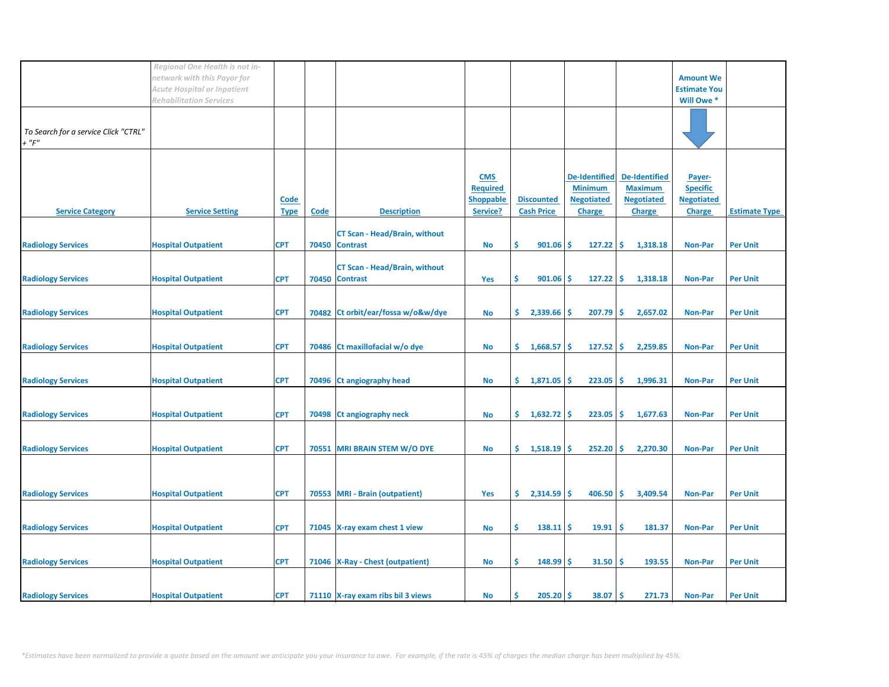| | Regional One Health is not in-network with this Payor for Acute Hospital or Inpatient Rehabilitation Services | | | | | | | | Amount We Estimate You Will Owe * | |
|---|---|---|---|---|---|---|---|---|---|---|
| To Search for a service Click "CTRL" + "F" | | | | | | | | | | |
| Service Category | Service Setting | Code Type | Code | Description | CMS Required Shoppable Service? | Discounted Cash Price | De-Identified Minimum Negotiated Charge | De-Identified Maximum Negotiated Charge | Payer-Specific Negotiated Charge | Estimate Type |
| Radiology Services | Hospital Outpatient | CPT | 70450 | CT Scan - Head/Brain, without Contrast | No | $ 901.06 | $ 127.22 | $ 1,318.18 | Non-Par | Per Unit |
| Radiology Services | Hospital Outpatient | CPT | 70450 | CT Scan - Head/Brain, without Contrast | Yes | $ 901.06 | $ 127.22 | $ 1,318.18 | Non-Par | Per Unit |
| Radiology Services | Hospital Outpatient | CPT | 70482 | Ct orbit/ear/fossa w/o&w/dye | No | $ 2,339.66 | $ 207.79 | $ 2,657.02 | Non-Par | Per Unit |
| Radiology Services | Hospital Outpatient | CPT | 70486 | Ct maxillofacial w/o dye | No | $ 1,668.57 | $ 127.52 | $ 2,259.85 | Non-Par | Per Unit |
| Radiology Services | Hospital Outpatient | CPT | 70496 | Ct angiography head | No | $ 1,871.05 | $ 223.05 | $ 1,996.31 | Non-Par | Per Unit |
| Radiology Services | Hospital Outpatient | CPT | 70498 | Ct angiography neck | No | $ 1,632.72 | $ 223.05 | $ 1,677.63 | Non-Par | Per Unit |
| Radiology Services | Hospital Outpatient | CPT | 70551 | MRI BRAIN STEM W/O DYE | No | $ 1,518.19 | $ 252.20 | $ 2,270.30 | Non-Par | Per Unit |
| Radiology Services | Hospital Outpatient | CPT | 70553 | MRI - Brain (outpatient) | Yes | $ 2,314.59 | $ 406.50 | $ 3,409.54 | Non-Par | Per Unit |
| Radiology Services | Hospital Outpatient | CPT | 71045 | X-ray exam chest 1 view | No | $ 138.11 | $ 19.91 | $ 181.37 | Non-Par | Per Unit |
| Radiology Services | Hospital Outpatient | CPT | 71046 | X-Ray - Chest (outpatient) | No | $ 148.99 | $ 31.50 | $ 193.55 | Non-Par | Per Unit |
| Radiology Services | Hospital Outpatient | CPT | 71110 | X-ray exam ribs bil 3 views | No | $ 205.20 | $ 38.07 | $ 271.73 | Non-Par | Per Unit |

*Estimates have been normalized to provide a quote based on the amount we anticipate you your insurance to owe. For example, if the rate is 45% of charges the median charge has been multiplied by 45%.*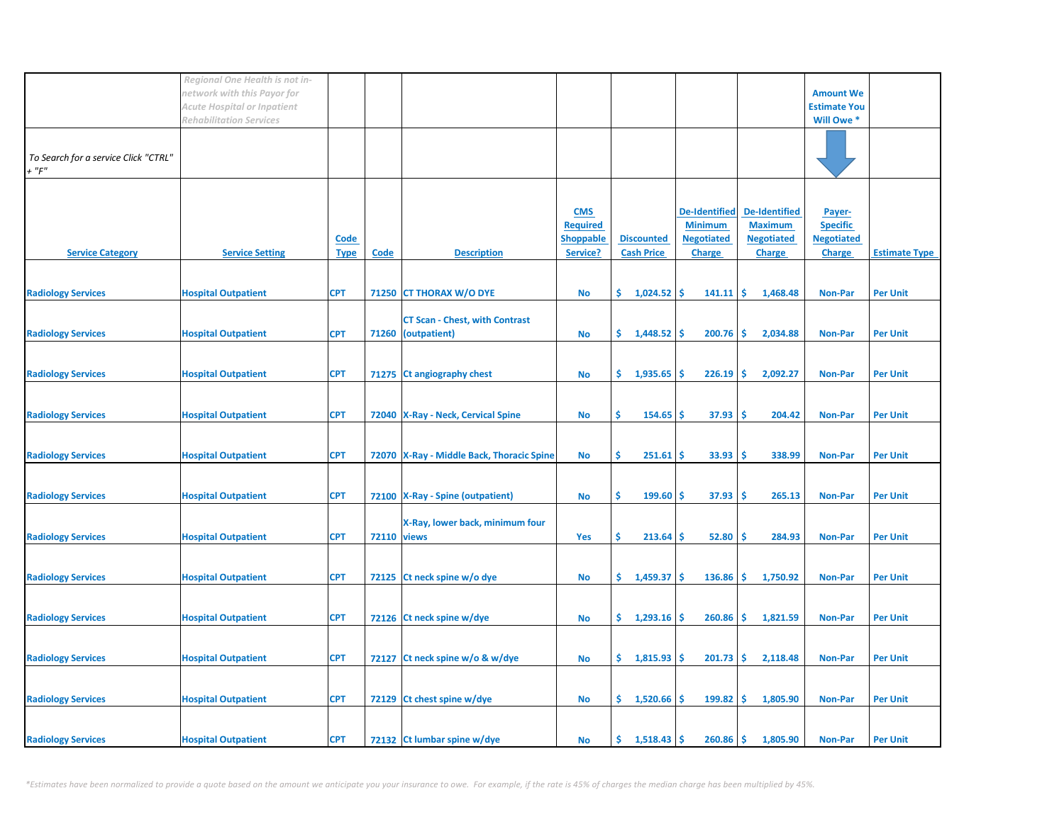| | *Regional One Health is not in-network with this Payor for Acute Hospital or Inpatient Rehabilitation Services* | | | | | | | | Amount We Estimate You Will Owe * | |
|---|---|---|---|---|---|---|---|---|---|---|
| *To Search for a service Click "CTRL" + "F"* | | | | | | | | | | |
| **Service Category** | **Service Setting** | **Code Type** | **Code** | **Description** | **CMS Required Shoppable Service?** | **Discounted Cash Price** | **De-Identified Minimum Negotiated Charge** | **De-Identified Maximum Negotiated Charge** | **Payer-Specific Negotiated Charge** | **Estimate Type** |
| Radiology Services | Hospital Outpatient | CPT | 71250 | CT THORAX W/O DYE | No | $ 1,024.52 | $ 141.11 | $ 1,468.48 | Non-Par | Per Unit |
| Radiology Services | Hospital Outpatient | CPT | 71260 | CT Scan - Chest, with Contrast (outpatient) | No | $ 1,448.52 | $ 200.76 | $ 2,034.88 | Non-Par | Per Unit |
| Radiology Services | Hospital Outpatient | CPT | 71275 | Ct angiography chest | No | $ 1,935.65 | $ 226.19 | $ 2,092.27 | Non-Par | Per Unit |
| Radiology Services | Hospital Outpatient | CPT | 72040 | X-Ray - Neck, Cervical Spine | No | $ 154.65 | $ 37.93 | $ 204.42 | Non-Par | Per Unit |
| Radiology Services | Hospital Outpatient | CPT | 72070 | X-Ray - Middle Back, Thoracic Spine | No | $ 251.61 | $ 33.93 | $ 338.99 | Non-Par | Per Unit |
| Radiology Services | Hospital Outpatient | CPT | 72100 | X-Ray - Spine (outpatient) | No | $ 199.60 | $ 37.93 | $ 265.13 | Non-Par | Per Unit |
| Radiology Services | Hospital Outpatient | CPT | 72110 | X-Ray, lower back, minimum four views | Yes | $ 213.64 | $ 52.80 | $ 284.93 | Non-Par | Per Unit |
| Radiology Services | Hospital Outpatient | CPT | 72125 | Ct neck spine w/o dye | No | $ 1,459.37 | $ 136.86 | $ 1,750.92 | Non-Par | Per Unit |
| Radiology Services | Hospital Outpatient | CPT | 72126 | Ct neck spine w/dye | No | $ 1,293.16 | $ 260.86 | $ 1,821.59 | Non-Par | Per Unit |
| Radiology Services | Hospital Outpatient | CPT | 72127 | Ct neck spine w/o & w/dye | No | $ 1,815.93 | $ 201.73 | $ 2,118.48 | Non-Par | Per Unit |
| Radiology Services | Hospital Outpatient | CPT | 72129 | Ct chest spine w/dye | No | $ 1,520.66 | $ 199.82 | $ 1,805.90 | Non-Par | Per Unit |
| Radiology Services | Hospital Outpatient | CPT | 72132 | Ct lumbar spine w/dye | No | $ 1,518.43 | $ 260.86 | $ 1,805.90 | Non-Par | Per Unit |

*\*Estimates have been normalized to provide a quote based on the amount we anticipate you your insurance to owe. For example, if the rate is 45% of charges the median charge has been multiplied by 45%.*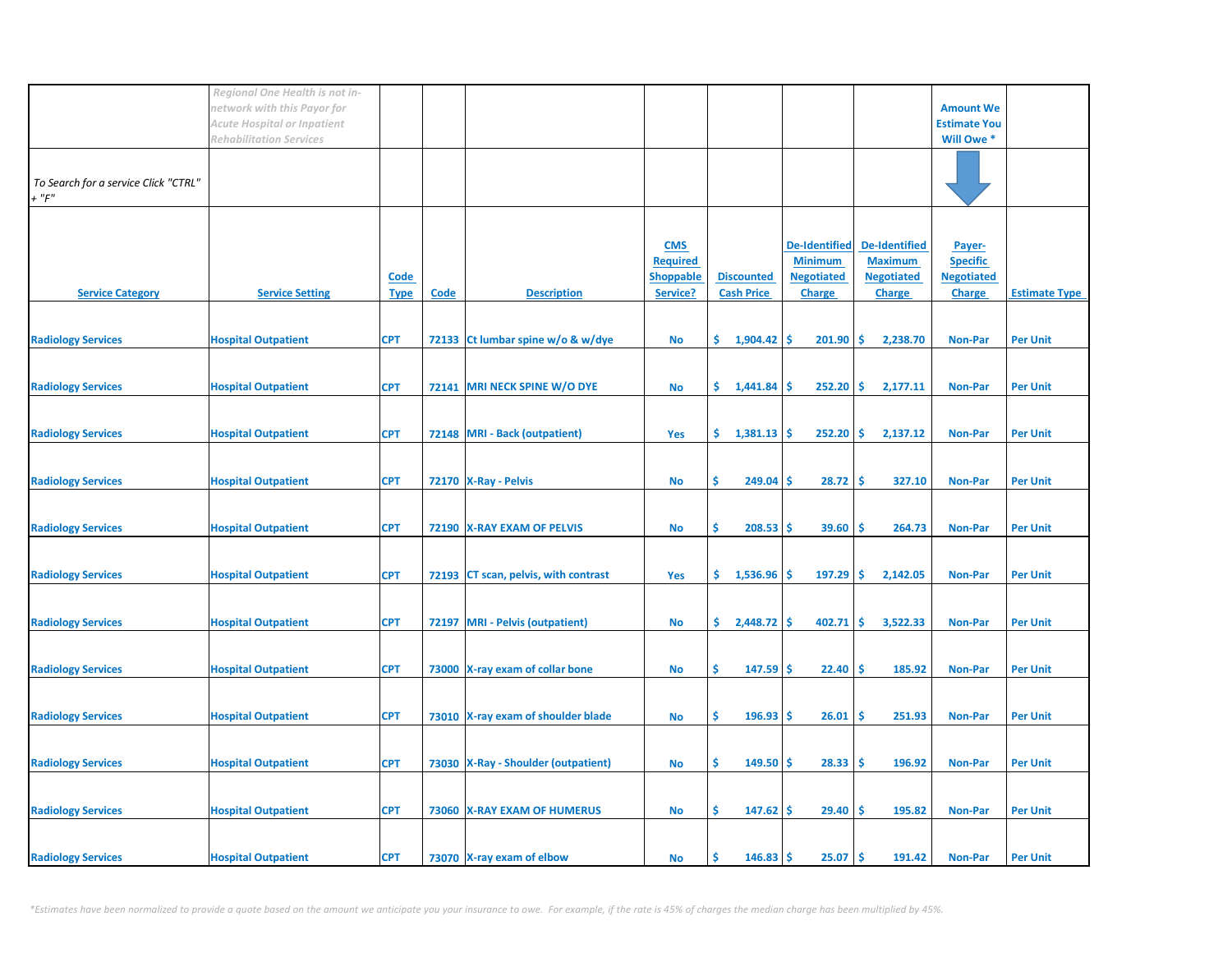| | *Regional One Health is not in-network with this Payor for Acute Hospital or Inpatient Rehabilitation Services* | | | | | | | | **Amount We Estimate You Will Owe *** | |
|---|---|---|---|---|---|---|---|---|---|---|
| *To Search for a service Click "CTRL" + "F"* | | | | | | | | | | |
| **Service Category** | **Service Setting** | **Code Type** | **Code** | **Description** | **CMS Required Shoppable Service?** | **Discounted Cash Price** | **De-Identified Minimum Negotiated Charge** | **De-Identified Maximum Negotiated Charge** | **Payer-Specific Negotiated Charge** | **Estimate Type** |
| Radiology Services | Hospital Outpatient | CPT | 72133 | Ct lumbar spine w/o & w/dye | No | $ 1,904.42 | $ 201.90 | $ 2,238.70 | Non-Par | Per Unit |
| Radiology Services | Hospital Outpatient | CPT | 72141 | MRI NECK SPINE W/O DYE | No | $ 1,441.84 | $ 252.20 | $ 2,177.11 | Non-Par | Per Unit |
| Radiology Services | Hospital Outpatient | CPT | 72148 | MRI - Back (outpatient) | Yes | $ 1,381.13 | $ 252.20 | $ 2,137.12 | Non-Par | Per Unit |
| Radiology Services | Hospital Outpatient | CPT | 72170 | X-Ray - Pelvis | No | $ 249.04 | $ 28.72 | $ 327.10 | Non-Par | Per Unit |
| Radiology Services | Hospital Outpatient | CPT | 72190 | X-RAY EXAM OF PELVIS | No | $ 208.53 | $ 39.60 | $ 264.73 | Non-Par | Per Unit |
| Radiology Services | Hospital Outpatient | CPT | 72193 | CT scan, pelvis, with contrast | Yes | $ 1,536.96 | $ 197.29 | $ 2,142.05 | Non-Par | Per Unit |
| Radiology Services | Hospital Outpatient | CPT | 72197 | MRI - Pelvis (outpatient) | No | $ 2,448.72 | $ 402.71 | $ 3,522.33 | Non-Par | Per Unit |
| Radiology Services | Hospital Outpatient | CPT | 73000 | X-ray exam of collar bone | No | $ 147.59 | $ 22.40 | $ 185.92 | Non-Par | Per Unit |
| Radiology Services | Hospital Outpatient | CPT | 73010 | X-ray exam of shoulder blade | No | $ 196.93 | $ 26.01 | $ 251.93 | Non-Par | Per Unit |
| Radiology Services | Hospital Outpatient | CPT | 73030 | X-Ray - Shoulder (outpatient) | No | $ 149.50 | $ 28.33 | $ 196.92 | Non-Par | Per Unit |
| Radiology Services | Hospital Outpatient | CPT | 73060 | X-RAY EXAM OF HUMERUS | No | $ 147.62 | $ 29.40 | $ 195.82 | Non-Par | Per Unit |
| Radiology Services | Hospital Outpatient | CPT | 73070 | X-ray exam of elbow | No | $ 146.83 | $ 25.07 | $ 191.42 | Non-Par | Per Unit |

*\*Estimates have been normalized to provide a quote based on the amount we anticipate you your insurance to owe. For example, if the rate is 45% of charges the median charge has been multiplied by 45%.*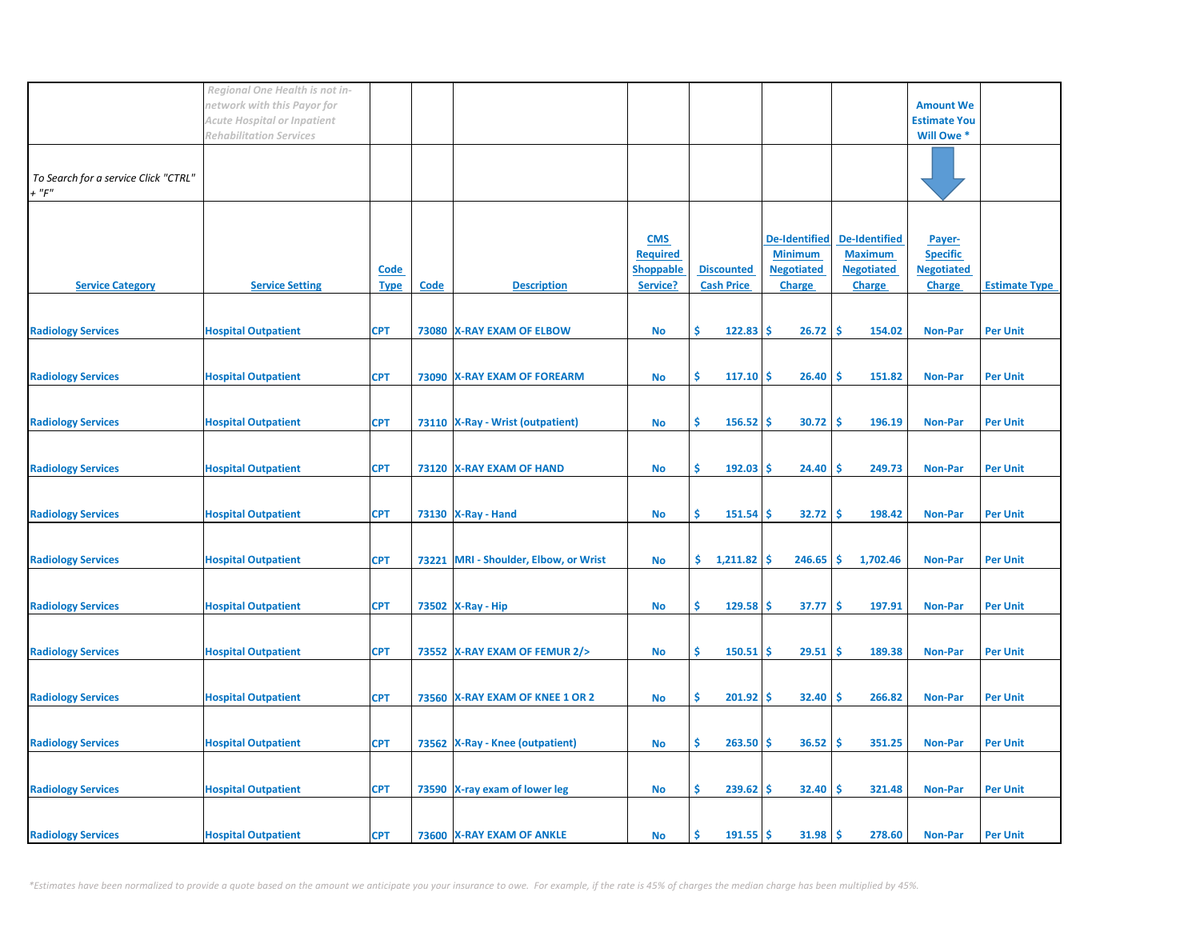| | *Regional One Health is not in-network with this Payor for Acute Hospital or Inpatient Rehabilitation Services* | | | | | | | | Amount We Estimate You Will Owe * | |
|---|---|---|---|---|---|---|---|---|---|---|
| *To Search for a service Click "CTRL" + "F"* | | | | | | | | | | |
| Service Category | Service Setting | Code Type | Code | Description | CMS Required Shoppable Service? | Discounted Cash Price | De-Identified Minimum Negotiated Charge | De-Identified Maximum Negotiated Charge | Payer-Specific Negotiated Charge | Estimate Type |
| Radiology Services | Hospital Outpatient | CPT | 73080 | X-RAY EXAM OF ELBOW | No | $ 122.83 | $ 26.72 | $ 154.02 | Non-Par | Per Unit |
| Radiology Services | Hospital Outpatient | CPT | 73090 | X-RAY EXAM OF FOREARM | No | $ 117.10 | $ 26.40 | $ 151.82 | Non-Par | Per Unit |
| Radiology Services | Hospital Outpatient | CPT | 73110 | X-Ray - Wrist (outpatient) | No | $ 156.52 | $ 30.72 | $ 196.19 | Non-Par | Per Unit |
| Radiology Services | Hospital Outpatient | CPT | 73120 | X-RAY EXAM OF HAND | No | $ 192.03 | $ 24.40 | $ 249.73 | Non-Par | Per Unit |
| Radiology Services | Hospital Outpatient | CPT | 73130 | X-Ray - Hand | No | $ 151.54 | $ 32.72 | $ 198.42 | Non-Par | Per Unit |
| Radiology Services | Hospital Outpatient | CPT | 73221 | MRI - Shoulder, Elbow, or Wrist | No | $ 1,211.82 | $ 246.65 | $ 1,702.46 | Non-Par | Per Unit |
| Radiology Services | Hospital Outpatient | CPT | 73502 | X-Ray - Hip | No | $ 129.58 | $ 37.77 | $ 197.91 | Non-Par | Per Unit |
| Radiology Services | Hospital Outpatient | CPT | 73552 | X-RAY EXAM OF FEMUR 2/> | No | $ 150.51 | $ 29.51 | $ 189.38 | Non-Par | Per Unit |
| Radiology Services | Hospital Outpatient | CPT | 73560 | X-RAY EXAM OF KNEE 1 OR 2 | No | $ 201.92 | $ 32.40 | $ 266.82 | Non-Par | Per Unit |
| Radiology Services | Hospital Outpatient | CPT | 73562 | X-Ray - Knee (outpatient) | No | $ 263.50 | $ 36.52 | $ 351.25 | Non-Par | Per Unit |
| Radiology Services | Hospital Outpatient | CPT | 73590 | X-ray exam of lower leg | No | $ 239.62 | $ 32.40 | $ 321.48 | Non-Par | Per Unit |
| Radiology Services | Hospital Outpatient | CPT | 73600 | X-RAY EXAM OF ANKLE | No | $ 191.55 | $ 31.98 | $ 278.60 | Non-Par | Per Unit |

*\*Estimates have been normalized to provide a quote based on the amount we anticipate you your insurance to owe. For example, if the rate is 45% of charges the median charge has been multiplied by 45%.*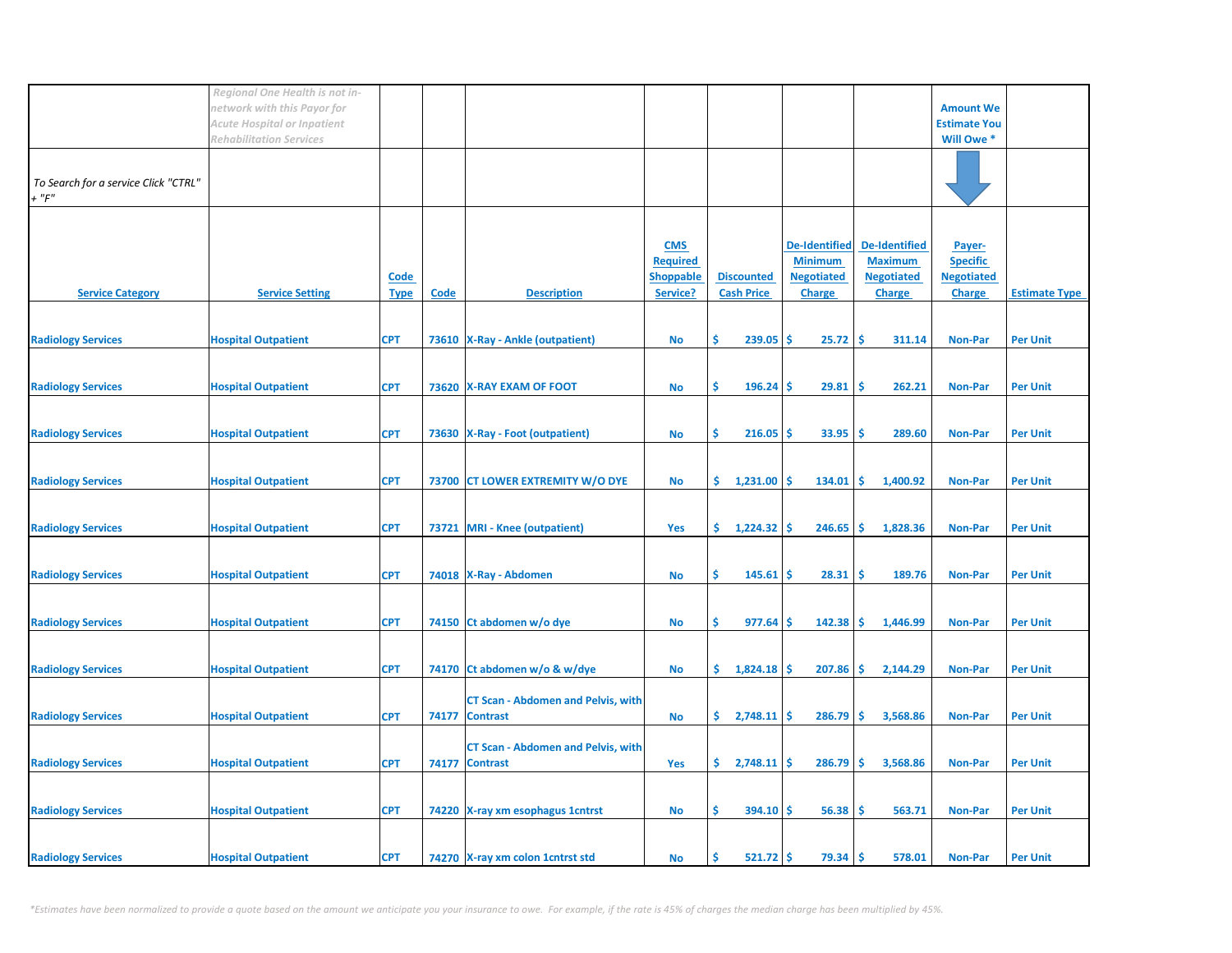| | *Regional One Health is not in-network with this Payor for Acute Hospital or Inpatient Rehabilitation Services* | | | | | | | | Amount We Estimate You Will Owe * | |
|---|---|---|---|---|---|---|---|---|---|---|
| *To Search for a service Click "CTRL" + "F"* | | | | | | | | | | |
| Service Category | Service Setting | Code Type | Code | Description | CMS Required Shoppable Service? | Discounted Cash Price | De-Identified Minimum Negotiated Charge | De-Identified Maximum Negotiated Charge | Payer-Specific Negotiated Charge | Estimate Type |
| Radiology Services | Hospital Outpatient | CPT | 73610 | X-Ray - Ankle (outpatient) | No | $ 239.05 | $ 25.72 | $ 311.14 | Non-Par | Per Unit |
| Radiology Services | Hospital Outpatient | CPT | 73620 | X-RAY EXAM OF FOOT | No | $ 196.24 | $ 29.81 | $ 262.21 | Non-Par | Per Unit |
| Radiology Services | Hospital Outpatient | CPT | 73630 | X-Ray - Foot (outpatient) | No | $ 216.05 | $ 33.95 | $ 289.60 | Non-Par | Per Unit |
| Radiology Services | Hospital Outpatient | CPT | 73700 | CT LOWER EXTREMITY W/O DYE | No | $ 1,231.00 | $ 134.01 | $ 1,400.92 | Non-Par | Per Unit |
| Radiology Services | Hospital Outpatient | CPT | 73721 | MRI - Knee (outpatient) | Yes | $ 1,224.32 | $ 246.65 | $ 1,828.36 | Non-Par | Per Unit |
| Radiology Services | Hospital Outpatient | CPT | 74018 | X-Ray - Abdomen | No | $ 145.61 | $ 28.31 | $ 189.76 | Non-Par | Per Unit |
| Radiology Services | Hospital Outpatient | CPT | 74150 | Ct abdomen w/o dye | No | $ 977.64 | $ 142.38 | $ 1,446.99 | Non-Par | Per Unit |
| Radiology Services | Hospital Outpatient | CPT | 74170 | Ct abdomen w/o & w/dye | No | $ 1,824.18 | $ 207.86 | $ 2,144.29 | Non-Par | Per Unit |
| Radiology Services | Hospital Outpatient | CPT | 74177 | CT Scan - Abdomen and Pelvis, with Contrast | No | $ 2,748.11 | $ 286.79 | $ 3,568.86 | Non-Par | Per Unit |
| Radiology Services | Hospital Outpatient | CPT | 74177 | CT Scan - Abdomen and Pelvis, with Contrast | Yes | $ 2,748.11 | $ 286.79 | $ 3,568.86 | Non-Par | Per Unit |
| Radiology Services | Hospital Outpatient | CPT | 74220 | X-ray xm esophagus 1cntrst | No | $ 394.10 | $ 56.38 | $ 563.71 | Non-Par | Per Unit |
| Radiology Services | Hospital Outpatient | CPT | 74270 | X-ray xm colon 1cntrst std | No | $ 521.72 | $ 79.34 | $ 578.01 | Non-Par | Per Unit |

*\*Estimates have been normalized to provide a quote based on the amount we anticipate you your insurance to owe. For example, if the rate is 45% of charges the median charge has been multiplied by 45%.*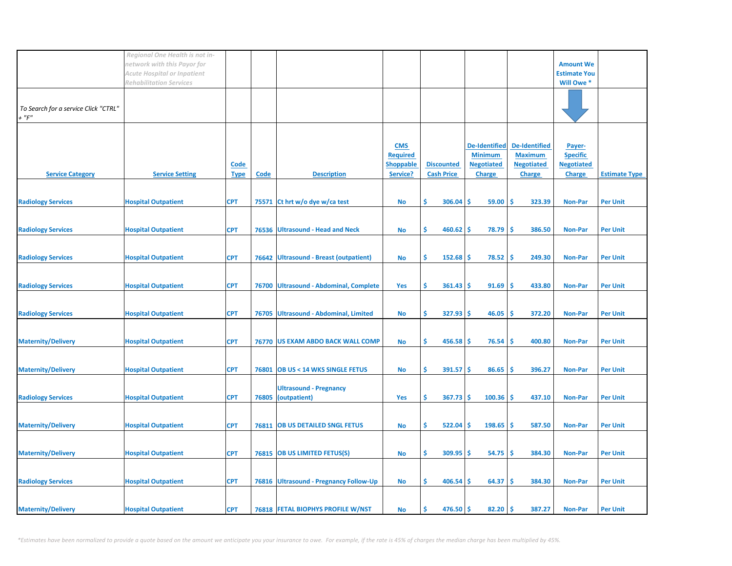| | *Regional One Health is not in-network with this Payor for Acute Hospital or Inpatient Rehabilitation Services* | | | | | | | | **Amount We Estimate You Will Owe *** | |
|---|---|---|---|---|---|---|---|---|---|---|
| *To Search for a service Click "CTRL" + "F"* | | | | | | | | | | |
| **Service Category** | **Service Setting** | **Code Type** | **Code** | **Description** | **CMS Required Shoppable Service?** | **Discounted Cash Price** | **De-Identified Minimum Negotiated Charge** | **De-Identified Maximum Negotiated Charge** | **Payer-Specific Negotiated Charge** | **Estimate Type** |
| Radiology Services | Hospital Outpatient | CPT | 75571 | Ct hrt w/o dye w/ca test | No | $ 306.04 | $ 59.00 | $ 323.39 | Non-Par | Per Unit |
| Radiology Services | Hospital Outpatient | CPT | 76536 | Ultrasound - Head and Neck | No | $ 460.62 | $ 78.79 | $ 386.50 | Non-Par | Per Unit |
| Radiology Services | Hospital Outpatient | CPT | 76642 | Ultrasound - Breast (outpatient) | No | $ 152.68 | $ 78.52 | $ 249.30 | Non-Par | Per Unit |
| Radiology Services | Hospital Outpatient | CPT | 76700 | Ultrasound - Abdominal, Complete | Yes | $ 361.43 | $ 91.69 | $ 433.80 | Non-Par | Per Unit |
| Radiology Services | Hospital Outpatient | CPT | 76705 | Ultrasound - Abdominal, Limited | No | $ 327.93 | $ 46.05 | $ 372.20 | Non-Par | Per Unit |
| Maternity/Delivery | Hospital Outpatient | CPT | 76770 | US EXAM ABDO BACK WALL COMP | No | $ 456.58 | $ 76.54 | $ 400.80 | Non-Par | Per Unit |
| Maternity/Delivery | Hospital Outpatient | CPT | 76801 | OB US < 14 WKS SINGLE FETUS | No | $ 391.57 | $ 86.65 | $ 396.27 | Non-Par | Per Unit |
| Radiology Services | Hospital Outpatient | CPT | 76805 | Ultrasound - Pregnancy (outpatient) | Yes | $ 367.73 | $ 100.36 | $ 437.10 | Non-Par | Per Unit |
| Maternity/Delivery | Hospital Outpatient | CPT | 76811 | OB US DETAILED SNGL FETUS | No | $ 522.04 | $ 198.65 | $ 587.50 | Non-Par | Per Unit |
| Maternity/Delivery | Hospital Outpatient | CPT | 76815 | OB US LIMITED FETUS(S) | No | $ 309.95 | $ 54.75 | $ 384.30 | Non-Par | Per Unit |
| Radiology Services | Hospital Outpatient | CPT | 76816 | Ultrasound - Pregnancy Follow-Up | No | $ 406.54 | $ 64.37 | $ 384.30 | Non-Par | Per Unit |
| Maternity/Delivery | Hospital Outpatient | CPT | 76818 | FETAL BIOPHYS PROFILE W/NST | No | $ 476.50 | $ 82.20 | $ 387.27 | Non-Par | Per Unit |

*\*Estimates have been normalized to provide a quote based on the amount we anticipate you your insurance to owe. For example, if the rate is 45% of charges the median charge has been multiplied by 45%.*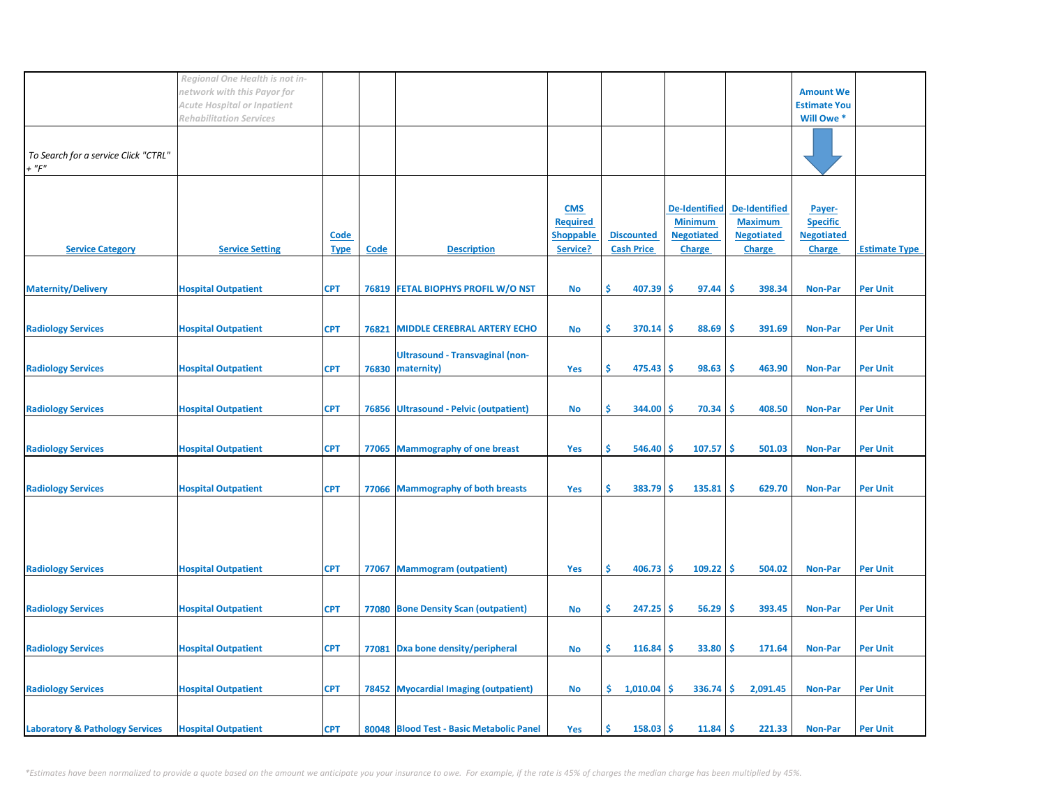| | *Regional One Health is not in-network with this Payor for Acute Hospital or Inpatient Rehabilitation Services* | | | | | | | | Amount We Estimate You Will Owe * | |
|---|---|---|---|---|---|---|---|---|---|---|
| *To Search for a service Click "CTRL" + "F"* | | | | | | | | | | |
| **Service Category** | **Service Setting** | **Code Type** | **Code** | **Description** | **CMS Required Shoppable Service?** | **Discounted Cash Price** | **De-Identified Minimum Negotiated Charge** | **De-Identified Maximum Negotiated Charge** | **Payer-Specific Negotiated Charge** | **Estimate Type** |
| Maternity/Delivery | Hospital Outpatient | CPT | 76819 | FETAL BIOPHYS PROFIL W/O NST | No | $ 407.39 | $ 97.44 | $ 398.34 | Non-Par | Per Unit |
| Radiology Services | Hospital Outpatient | CPT | 76821 | MIDDLE CEREBRAL ARTERY ECHO | No | $ 370.14 | $ 88.69 | $ 391.69 | Non-Par | Per Unit |
| Radiology Services | Hospital Outpatient | CPT | 76830 | Ultrasound - Transvaginal (non-maternity) | Yes | $ 475.43 | $ 98.63 | $ 463.90 | Non-Par | Per Unit |
| Radiology Services | Hospital Outpatient | CPT | 76856 | Ultrasound - Pelvic (outpatient) | No | $ 344.00 | $ 70.34 | $ 408.50 | Non-Par | Per Unit |
| Radiology Services | Hospital Outpatient | CPT | 77065 | Mammography of one breast | Yes | $ 546.40 | $ 107.57 | $ 501.03 | Non-Par | Per Unit |
| Radiology Services | Hospital Outpatient | CPT | 77066 | Mammography of both breasts | Yes | $ 383.79 | $ 135.81 | $ 629.70 | Non-Par | Per Unit |
| Radiology Services | Hospital Outpatient | CPT | 77067 | Mammogram (outpatient) | Yes | $ 406.73 | $ 109.22 | $ 504.02 | Non-Par | Per Unit |
| Radiology Services | Hospital Outpatient | CPT | 77080 | Bone Density Scan (outpatient) | No | $ 247.25 | $ 56.29 | $ 393.45 | Non-Par | Per Unit |
| Radiology Services | Hospital Outpatient | CPT | 77081 | Dxa bone density/peripheral | No | $ 116.84 | $ 33.80 | $ 171.64 | Non-Par | Per Unit |
| Radiology Services | Hospital Outpatient | CPT | 78452 | Myocardial Imaging (outpatient) | No | $ 1,010.04 | $ 336.74 | $ 2,091.45 | Non-Par | Per Unit |
| Laboratory & Pathology Services | Hospital Outpatient | CPT | 80048 | Blood Test - Basic Metabolic Panel | Yes | $ 158.03 | $ 11.84 | $ 221.33 | Non-Par | Per Unit |

*\*Estimates have been normalized to provide a quote based on the amount we anticipate you your insurance to owe. For example, if the rate is 45% of charges the median charge has been multiplied by 45%.*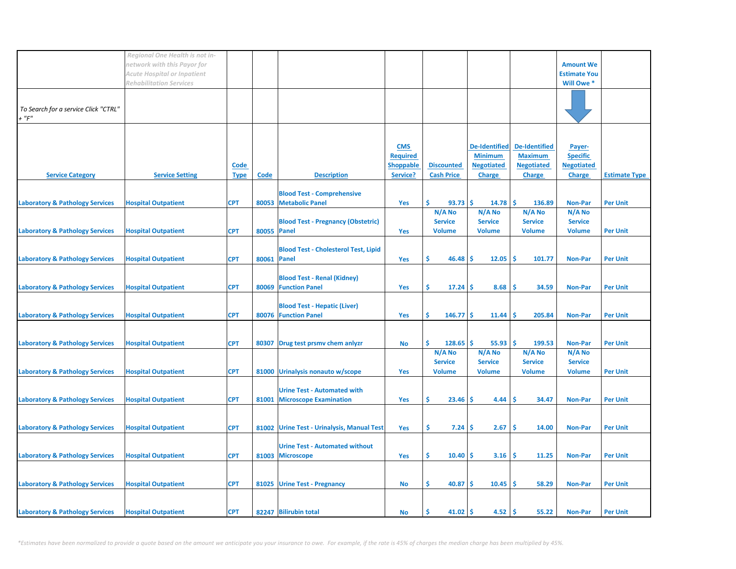| | *Regional One Health is not in-network with this Payor for Acute Hospital or Inpatient Rehabilitation Services* | | | | | | | | Amount We Estimate You Will Owe * | |
|---|---|---|---|---|---|---|---|---|---|---|
| *To Search for a service Click "CTRL" + "F"* | | | | | | | | | | |
| **Service Category** | **Service Setting** | **Code Type** | **Code** | **Description** | **CMS Required Shoppable Service?** | **Discounted Cash Price** | **De-Identified Minimum Negotiated Charge** | **De-Identified Maximum Negotiated Charge** | **Payer-Specific Negotiated Charge** | **Estimate Type** |
| Laboratory & Pathology Services | Hospital Outpatient | CPT | 80053 | Blood Test - Comprehensive Metabolic Panel | Yes | $ 93.73 | $ 14.78 | $ 136.89 | Non-Par | Per Unit |
| Laboratory & Pathology Services | Hospital Outpatient | CPT | 80055 | Blood Test - Pregnancy (Obstetric) Panel | Yes | N/A No Service Volume | N/A No Service Volume | N/A No Service Volume | N/A No Service Volume | Per Unit |
| Laboratory & Pathology Services | Hospital Outpatient | CPT | 80061 | Blood Test - Cholesterol Test, Lipid Panel | Yes | $ 46.48 | $ 12.05 | $ 101.77 | Non-Par | Per Unit |
| Laboratory & Pathology Services | Hospital Outpatient | CPT | 80069 | Blood Test - Renal (Kidney) Function Panel | Yes | $ 17.24 | $ 8.68 | $ 34.59 | Non-Par | Per Unit |
| Laboratory & Pathology Services | Hospital Outpatient | CPT | 80076 | Blood Test - Hepatic (Liver) Function Panel | Yes | $ 146.77 | $ 11.44 | $ 205.84 | Non-Par | Per Unit |
| Laboratory & Pathology Services | Hospital Outpatient | CPT | 80307 | Drug test prsmv chem anlyzr | No | $ 128.65 | $ 55.93 | $ 199.53 | Non-Par | Per Unit |
| Laboratory & Pathology Services | Hospital Outpatient | CPT | 81000 | Urinalysis nonauto w/scope | Yes | N/A No Service Volume | N/A No Service Volume | N/A No Service Volume | N/A No Service Volume | Per Unit |
| Laboratory & Pathology Services | Hospital Outpatient | CPT | 81001 | Urine Test - Automated with Microscope Examination | Yes | $ 23.46 | $ 4.44 | $ 34.47 | Non-Par | Per Unit |
| Laboratory & Pathology Services | Hospital Outpatient | CPT | 81002 | Urine Test - Urinalysis, Manual Test | Yes | $ 7.24 | $ 2.67 | $ 14.00 | Non-Par | Per Unit |
| Laboratory & Pathology Services | Hospital Outpatient | CPT | 81003 | Urine Test - Automated without Microscope | Yes | $ 10.40 | $ 3.16 | $ 11.25 | Non-Par | Per Unit |
| Laboratory & Pathology Services | Hospital Outpatient | CPT | 81025 | Urine Test - Pregnancy | No | $ 40.87 | $ 10.45 | $ 58.29 | Non-Par | Per Unit |
| Laboratory & Pathology Services | Hospital Outpatient | CPT | 82247 | Bilirubin total | No | $ 41.02 | $ 4.52 | $ 55.22 | Non-Par | Per Unit |

*\*Estimates have been normalized to provide a quote based on the amount we anticipate you your insurance to owe. For example, if the rate is 45% of charges the median charge has been multiplied by 45%.*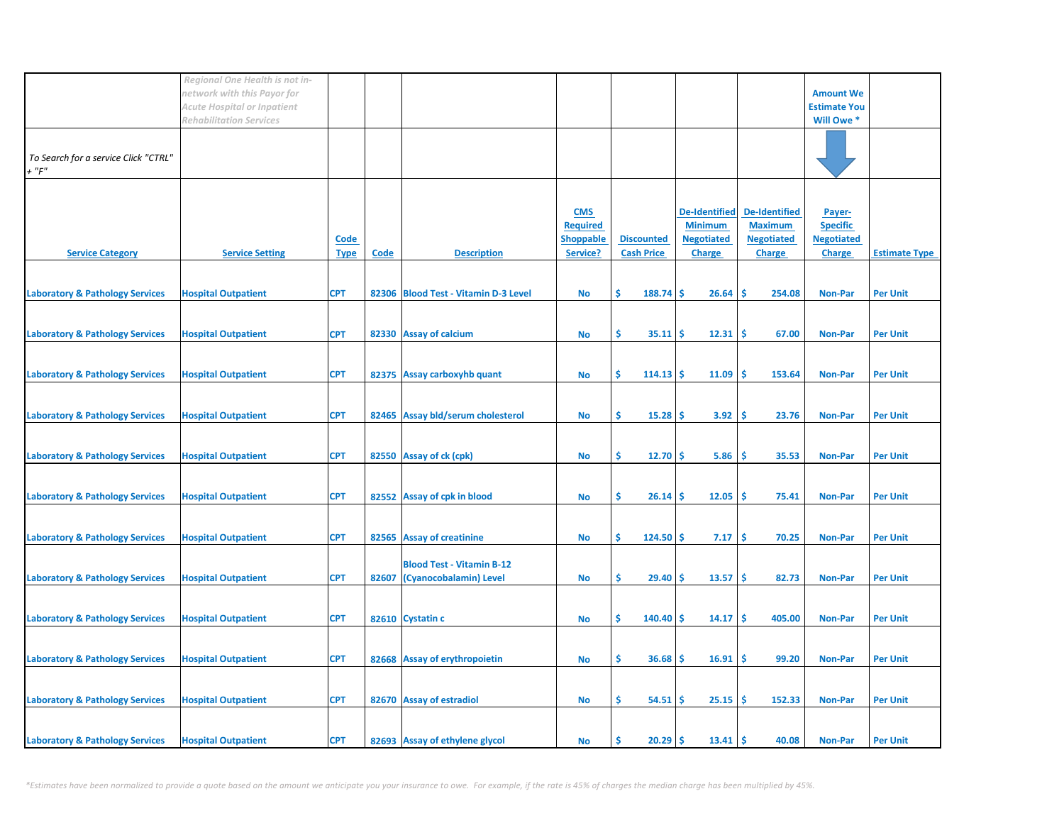| | *Regional One Health is not in-network with this Payor for Acute Hospital or Inpatient Rehabilitation Services* | | | | | | | | Amount We Estimate You Will Owe * | |
|---|---|---|---|---|---|---|---|---|---|---|
| *To Search for a service Click "CTRL" + "F"* | | | | | | | | | | |
| **Service Category** | **Service Setting** | **Code Type** | **Code** | **Description** | **CMS Required Shoppable Service?** | **Discounted Cash Price** | **De-Identified Minimum Negotiated Charge** | **De-Identified Maximum Negotiated Charge** | **Payer-Specific Negotiated Charge** | **Estimate Type** |
| Laboratory & Pathology Services | Hospital Outpatient | CPT | 82306 | Blood Test - Vitamin D-3 Level | No | $ 188.74 | $ 26.64 | $ 254.08 | Non-Par | Per Unit |
| Laboratory & Pathology Services | Hospital Outpatient | CPT | 82330 | Assay of calcium | No | $ 35.11 | $ 12.31 | $ 67.00 | Non-Par | Per Unit |
| Laboratory & Pathology Services | Hospital Outpatient | CPT | 82375 | Assay carboxyhb quant | No | $ 114.13 | $ 11.09 | $ 153.64 | Non-Par | Per Unit |
| Laboratory & Pathology Services | Hospital Outpatient | CPT | 82465 | Assay bld/serum cholesterol | No | $ 15.28 | $ 3.92 | $ 23.76 | Non-Par | Per Unit |
| Laboratory & Pathology Services | Hospital Outpatient | CPT | 82550 | Assay of ck (cpk) | No | $ 12.70 | $ 5.86 | $ 35.53 | Non-Par | Per Unit |
| Laboratory & Pathology Services | Hospital Outpatient | CPT | 82552 | Assay of cpk in blood | No | $ 26.14 | $ 12.05 | $ 75.41 | Non-Par | Per Unit |
| Laboratory & Pathology Services | Hospital Outpatient | CPT | 82565 | Assay of creatinine | No | $ 124.50 | $ 7.17 | $ 70.25 | Non-Par | Per Unit |
| Laboratory & Pathology Services | Hospital Outpatient | CPT | 82607 | Blood Test - Vitamin B-12 (Cyanocobalamin) Level | No | $ 29.40 | $ 13.57 | $ 82.73 | Non-Par | Per Unit |
| Laboratory & Pathology Services | Hospital Outpatient | CPT | 82610 | Cystatin c | No | $ 140.40 | $ 14.17 | $ 405.00 | Non-Par | Per Unit |
| Laboratory & Pathology Services | Hospital Outpatient | CPT | 82668 | Assay of erythropoietin | No | $ 36.68 | $ 16.91 | $ 99.20 | Non-Par | Per Unit |
| Laboratory & Pathology Services | Hospital Outpatient | CPT | 82670 | Assay of estradiol | No | $ 54.51 | $ 25.15 | $ 152.33 | Non-Par | Per Unit |
| Laboratory & Pathology Services | Hospital Outpatient | CPT | 82693 | Assay of ethylene glycol | No | $ 20.29 | $ 13.41 | $ 40.08 | Non-Par | Per Unit |

*\*Estimates have been normalized to provide a quote based on the amount we anticipate you your insurance to owe. For example, if the rate is 45% of charges the median charge has been multiplied by 45%.*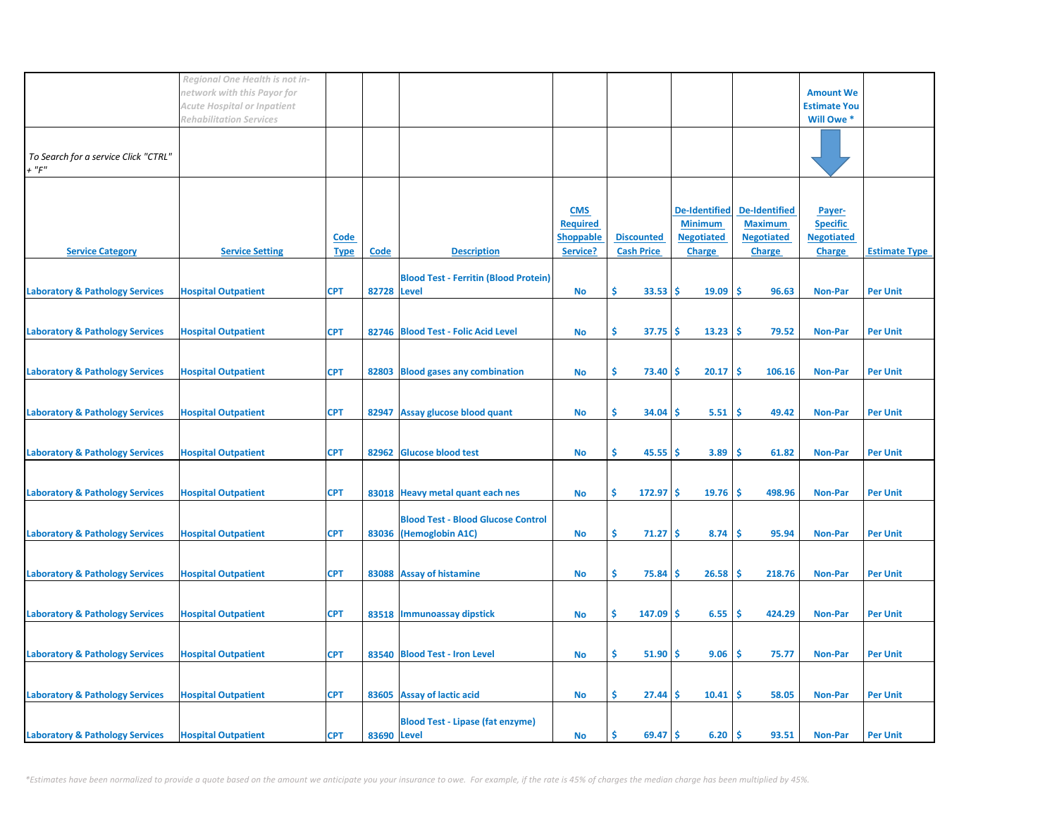| | *Regional One Health is not in-network with this Payor for Acute Hospital or Inpatient Rehabilitation Services* | | | | | | | | Amount We Estimate You Will Owe * | |
|---|---|---|---|---|---|---|---|---|---|---|
| *To Search for a service Click "CTRL" + "F"* | | | | | | | | | | |
| **Service Category** | **Service Setting** | **Code Type** | **Code** | **Description** | **CMS Required Shoppable Service?** | **Discounted Cash Price** | **De-Identified Minimum Negotiated Charge** | **De-Identified Maximum Negotiated Charge** | **Payer-Specific Negotiated Charge** | **Estimate Type** |
| Laboratory & Pathology Services | Hospital Outpatient | CPT | 82728 | Blood Test - Ferritin (Blood Protein) Level | No | $ 33.53 | $ 19.09 | $ 96.63 | Non-Par | Per Unit |
| Laboratory & Pathology Services | Hospital Outpatient | CPT | 82746 | Blood Test - Folic Acid Level | No | $ 37.75 | $ 13.23 | $ 79.52 | Non-Par | Per Unit |
| Laboratory & Pathology Services | Hospital Outpatient | CPT | 82803 | Blood gases any combination | No | $ 73.40 | $ 20.17 | $ 106.16 | Non-Par | Per Unit |
| Laboratory & Pathology Services | Hospital Outpatient | CPT | 82947 | Assay glucose blood quant | No | $ 34.04 | $ 5.51 | $ 49.42 | Non-Par | Per Unit |
| Laboratory & Pathology Services | Hospital Outpatient | CPT | 82962 | Glucose blood test | No | $ 45.55 | $ 3.89 | $ 61.82 | Non-Par | Per Unit |
| Laboratory & Pathology Services | Hospital Outpatient | CPT | 83018 | Heavy metal quant each nes | No | $ 172.97 | $ 19.76 | $ 498.96 | Non-Par | Per Unit |
| Laboratory & Pathology Services | Hospital Outpatient | CPT | 83036 | Blood Test - Blood Glucose Control (Hemoglobin A1C) | No | $ 71.27 | $ 8.74 | $ 95.94 | Non-Par | Per Unit |
| Laboratory & Pathology Services | Hospital Outpatient | CPT | 83088 | Assay of histamine | No | $ 75.84 | $ 26.58 | $ 218.76 | Non-Par | Per Unit |
| Laboratory & Pathology Services | Hospital Outpatient | CPT | 83518 | Immunoassay dipstick | No | $ 147.09 | $ 6.55 | $ 424.29 | Non-Par | Per Unit |
| Laboratory & Pathology Services | Hospital Outpatient | CPT | 83540 | Blood Test - Iron Level | No | $ 51.90 | $ 9.06 | $ 75.77 | Non-Par | Per Unit |
| Laboratory & Pathology Services | Hospital Outpatient | CPT | 83605 | Assay of lactic acid | No | $ 27.44 | $ 10.41 | $ 58.05 | Non-Par | Per Unit |
| Laboratory & Pathology Services | Hospital Outpatient | CPT | 83690 | Blood Test - Lipase (fat enzyme) Level | No | $ 69.47 | $ 6.20 | $ 93.51 | Non-Par | Per Unit |

*\*Estimates have been normalized to provide a quote based on the amount we anticipate you your insurance to owe. For example, if the rate is 45% of charges the median charge has been multiplied by 45%.*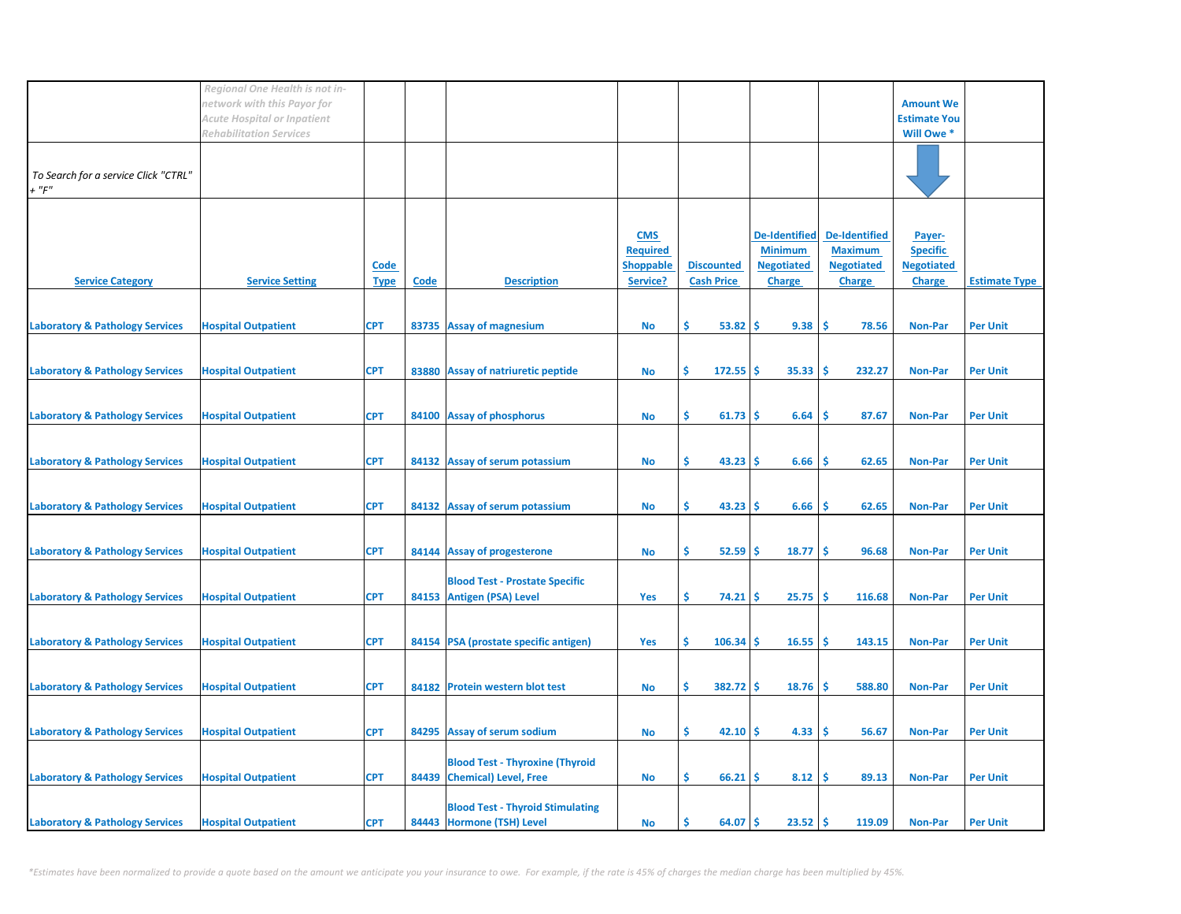| | *Regional One Health is not in-network with this Payor for Acute Hospital or Inpatient Rehabilitation Services* | | | | | | | | Amount We Estimate You Will Owe * | |
|---|---|---|---|---|---|---|---|---|---|---|
| *To Search for a service Click "CTRL" + "F"* | | | | | | | | | | |
| **Service Category** | **Service Setting** | **Code Type** | **Code** | **Description** | **CMS Required Shoppable Service?** | **Discounted Cash Price** | **De-Identified Minimum Negotiated Charge** | **De-Identified Maximum Negotiated Charge** | **Payer-Specific Negotiated Charge** | **Estimate Type** |
| Laboratory & Pathology Services | Hospital Outpatient | CPT | 83735 | Assay of magnesium | No | $ 53.82 | $ 9.38 | $ 78.56 | Non-Par | Per Unit |
| Laboratory & Pathology Services | Hospital Outpatient | CPT | 83880 | Assay of natriuretic peptide | No | $ 172.55 | $ 35.33 | $ 232.27 | Non-Par | Per Unit |
| Laboratory & Pathology Services | Hospital Outpatient | CPT | 84100 | Assay of phosphorus | No | $ 61.73 | $ 6.64 | $ 87.67 | Non-Par | Per Unit |
| Laboratory & Pathology Services | Hospital Outpatient | CPT | 84132 | Assay of serum potassium | No | $ 43.23 | $ 6.66 | $ 62.65 | Non-Par | Per Unit |
| Laboratory & Pathology Services | Hospital Outpatient | CPT | 84132 | Assay of serum potassium | No | $ 43.23 | $ 6.66 | $ 62.65 | Non-Par | Per Unit |
| Laboratory & Pathology Services | Hospital Outpatient | CPT | 84144 | Assay of progesterone | No | $ 52.59 | $ 18.77 | $ 96.68 | Non-Par | Per Unit |
| Laboratory & Pathology Services | Hospital Outpatient | CPT | 84153 | Blood Test - Prostate Specific Antigen (PSA) Level | Yes | $ 74.21 | $ 25.75 | $ 116.68 | Non-Par | Per Unit |
| Laboratory & Pathology Services | Hospital Outpatient | CPT | 84154 | PSA (prostate specific antigen) | Yes | $ 106.34 | $ 16.55 | $ 143.15 | Non-Par | Per Unit |
| Laboratory & Pathology Services | Hospital Outpatient | CPT | 84182 | Protein western blot test | No | $ 382.72 | $ 18.76 | $ 588.80 | Non-Par | Per Unit |
| Laboratory & Pathology Services | Hospital Outpatient | CPT | 84295 | Assay of serum sodium | No | $ 42.10 | $ 4.33 | $ 56.67 | Non-Par | Per Unit |
| Laboratory & Pathology Services | Hospital Outpatient | CPT | 84439 | Blood Test - Thyroxine (Thyroid Chemical) Level, Free | No | $ 66.21 | $ 8.12 | $ 89.13 | Non-Par | Per Unit |
| Laboratory & Pathology Services | Hospital Outpatient | CPT | 84443 | Blood Test - Thyroid Stimulating Hormone (TSH) Level | No | $ 64.07 | $ 23.52 | $ 119.09 | Non-Par | Per Unit |

*\*Estimates have been normalized to provide a quote based on the amount we anticipate you your insurance to owe. For example, if the rate is 45% of charges the median charge has been multiplied by 45%.*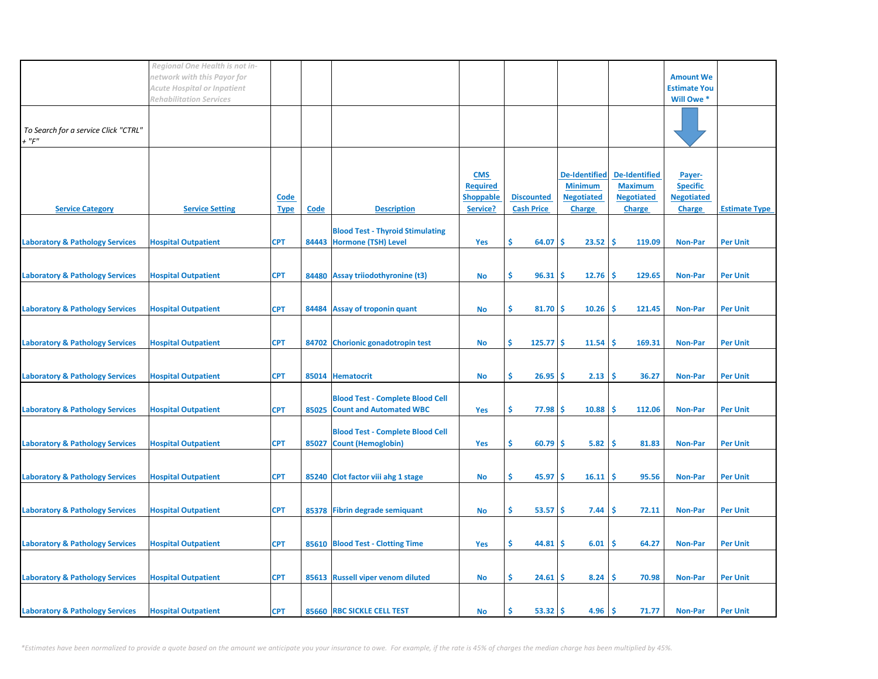| | Regional One Health is not in-network with this Payor for Acute Hospital or Inpatient Rehabilitation Services | | | | | | | | Amount We Estimate You Will Owe * | |
|---|---|---|---|---|---|---|---|---|---|---|
| To Search for a service Click "CTRL" + "F" | | | | | | | | | | |
| Service Category | Service Setting | Code Type | Code | Description | CMS Required Shoppable Service? | Discounted Cash Price | De-Identified Minimum Negotiated Charge | De-Identified Maximum Negotiated Charge | Payer-Specific Negotiated Charge | Estimate Type |
| Laboratory & Pathology Services | Hospital Outpatient | CPT | 84443 | Blood Test - Thyroid Stimulating Hormone (TSH) Level | Yes | $ 64.07 | $ 23.52 | $ 119.09 | Non-Par | Per Unit |
| Laboratory & Pathology Services | Hospital Outpatient | CPT | 84480 | Assay triiodothyronine (t3) | No | $ 96.31 | $ 12.76 | $ 129.65 | Non-Par | Per Unit |
| Laboratory & Pathology Services | Hospital Outpatient | CPT | 84484 | Assay of troponin quant | No | $ 81.70 | $ 10.26 | $ 121.45 | Non-Par | Per Unit |
| Laboratory & Pathology Services | Hospital Outpatient | CPT | 84702 | Chorionic gonadotropin test | No | $ 125.77 | $ 11.54 | $ 169.31 | Non-Par | Per Unit |
| Laboratory & Pathology Services | Hospital Outpatient | CPT | 85014 | Hematocrit | No | $ 26.95 | $ 2.13 | $ 36.27 | Non-Par | Per Unit |
| Laboratory & Pathology Services | Hospital Outpatient | CPT | 85025 | Blood Test - Complete Blood Cell Count and Automated WBC | Yes | $ 77.98 | $ 10.88 | $ 112.06 | Non-Par | Per Unit |
| Laboratory & Pathology Services | Hospital Outpatient | CPT | 85027 | Blood Test - Complete Blood Cell Count (Hemoglobin) | Yes | $ 60.79 | $ 5.82 | $ 81.83 | Non-Par | Per Unit |
| Laboratory & Pathology Services | Hospital Outpatient | CPT | 85240 | Clot factor viii ahg 1 stage | No | $ 45.97 | $ 16.11 | $ 95.56 | Non-Par | Per Unit |
| Laboratory & Pathology Services | Hospital Outpatient | CPT | 85378 | Fibrin degrade semiquant | No | $ 53.57 | $ 7.44 | $ 72.11 | Non-Par | Per Unit |
| Laboratory & Pathology Services | Hospital Outpatient | CPT | 85610 | Blood Test - Clotting Time | Yes | $ 44.81 | $ 6.01 | $ 64.27 | Non-Par | Per Unit |
| Laboratory & Pathology Services | Hospital Outpatient | CPT | 85613 | Russell viper venom diluted | No | $ 24.61 | $ 8.24 | $ 70.98 | Non-Par | Per Unit |
| Laboratory & Pathology Services | Hospital Outpatient | CPT | 85660 | RBC SICKLE CELL TEST | No | $ 53.32 | $ 4.96 | $ 71.77 | Non-Par | Per Unit |

*Estimates have been normalized to provide a quote based on the amount we anticipate you your insurance to owe. For example, if the rate is 45% of charges the median charge has been multiplied by 45%.*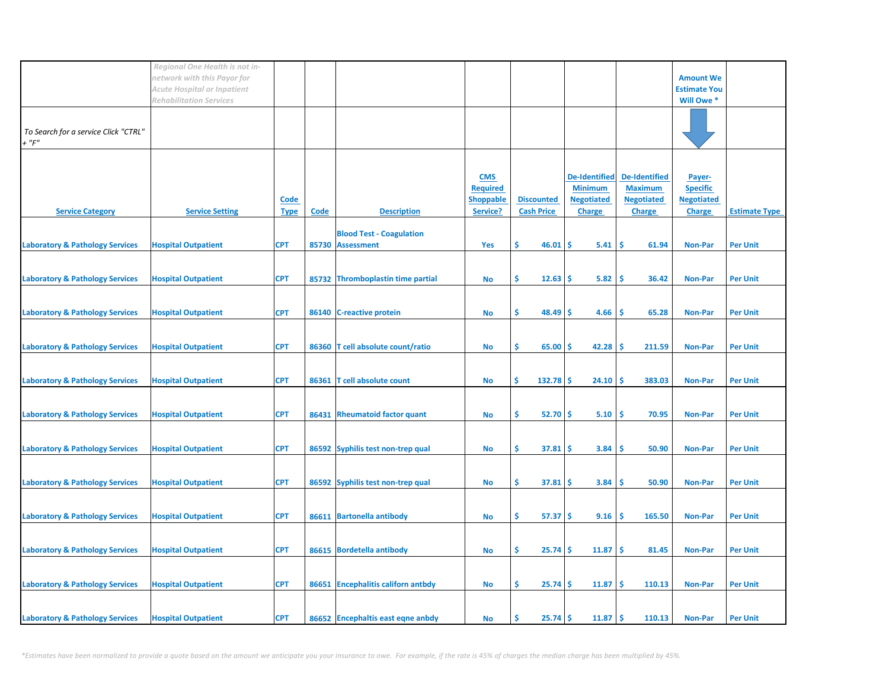| Service Category | Service Setting | Code Type | Code | Description | CMS Required Shoppable Service? | Discounted Cash Price | De-Identified Minimum Negotiated Charge | De-Identified Maximum Negotiated Charge | Payer-Specific Negotiated Charge | Estimate Type |
|---|---|---|---|---|---|---|---|---|---|---|
| | *Regional One Health is not in-network with this Payor for Acute Hospital or Inpatient Rehabilitation Services* | | | | | | | | Amount We Estimate You Will Owe * | |
| *To Search for a service Click "CTRL" + "F"* | | | | | | | | | | |
| Laboratory & Pathology Services | Hospital Outpatient | CPT | 85730 | Blood Test - Coagulation Assessment | Yes | $ 46.01 | $ 5.41 | $ 61.94 | Non-Par | Per Unit |
| Laboratory & Pathology Services | Hospital Outpatient | CPT | 85732 | Thromboplastin time partial | No | $ 12.63 | $ 5.82 | $ 36.42 | Non-Par | Per Unit |
| Laboratory & Pathology Services | Hospital Outpatient | CPT | 86140 | C-reactive protein | No | $ 48.49 | $ 4.66 | $ 65.28 | Non-Par | Per Unit |
| Laboratory & Pathology Services | Hospital Outpatient | CPT | 86360 | T cell absolute count/ratio | No | $ 65.00 | $ 42.28 | $ 211.59 | Non-Par | Per Unit |
| Laboratory & Pathology Services | Hospital Outpatient | CPT | 86361 | T cell absolute count | No | $ 132.78 | $ 24.10 | $ 383.03 | Non-Par | Per Unit |
| Laboratory & Pathology Services | Hospital Outpatient | CPT | 86431 | Rheumatoid factor quant | No | $ 52.70 | $ 5.10 | $ 70.95 | Non-Par | Per Unit |
| Laboratory & Pathology Services | Hospital Outpatient | CPT | 86592 | Syphilis test non-trep qual | No | $ 37.81 | $ 3.84 | $ 50.90 | Non-Par | Per Unit |
| Laboratory & Pathology Services | Hospital Outpatient | CPT | 86592 | Syphilis test non-trep qual | No | $ 37.81 | $ 3.84 | $ 50.90 | Non-Par | Per Unit |
| Laboratory & Pathology Services | Hospital Outpatient | CPT | 86611 | Bartonella antibody | No | $ 57.37 | $ 9.16 | $ 165.50 | Non-Par | Per Unit |
| Laboratory & Pathology Services | Hospital Outpatient | CPT | 86615 | Bordetella antibody | No | $ 25.74 | $ 11.87 | $ 81.45 | Non-Par | Per Unit |
| Laboratory & Pathology Services | Hospital Outpatient | CPT | 86651 | Encephalitis californ antbdy | No | $ 25.74 | $ 11.87 | $ 110.13 | Non-Par | Per Unit |
| Laboratory & Pathology Services | Hospital Outpatient | CPT | 86652 | Encephaltis east eqne anbdy | No | $ 25.74 | $ 11.87 | $ 110.13 | Non-Par | Per Unit |

*\*Estimates have been normalized to provide a quote based on the amount we anticipate you your insurance to owe. For example, if the rate is 45% of charges the median charge has been multiplied by 45%.*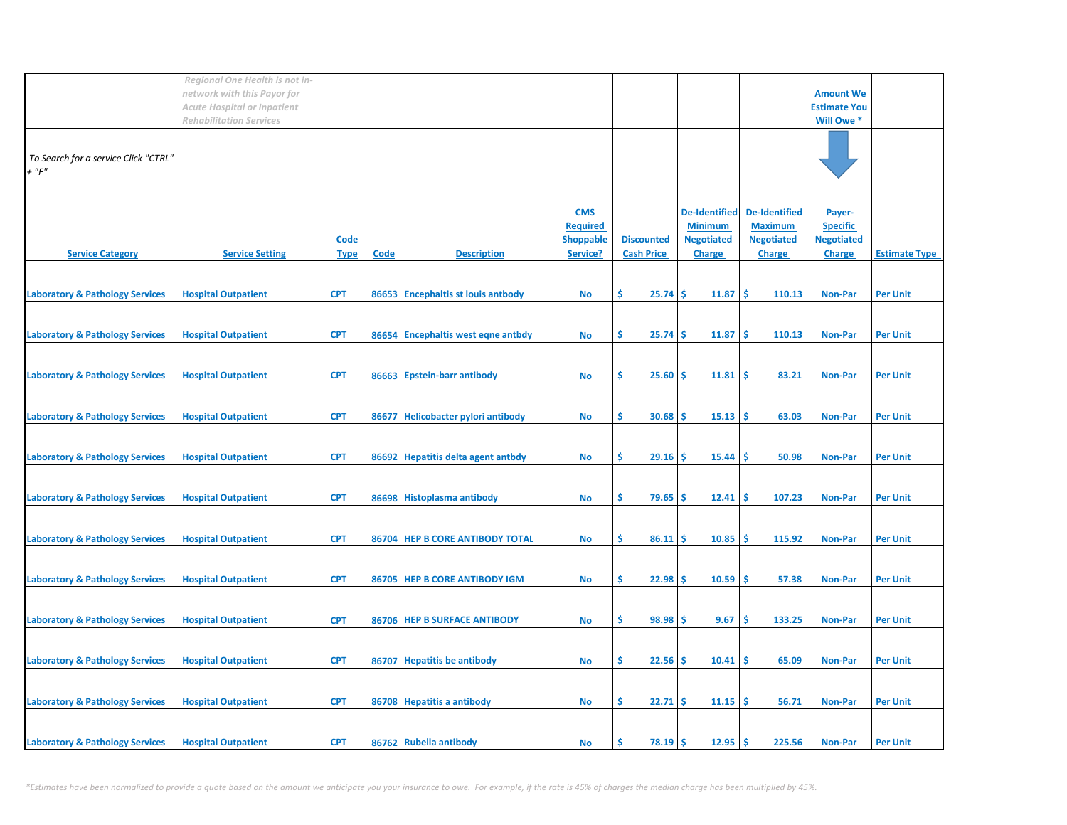| | *Regional One Health is not in-network with this Payor for Acute Hospital or Inpatient Rehabilitation Services* | | | | | | | | Amount We Estimate You Will Owe * | |
|---|---|---|---|---|---|---|---|---|---|---|
| *To Search for a service Click "CTRL" + "F"* | | | | | | | | | | |
| Service Category | Service Setting | Code Type | Code | Description | CMS Required Shoppable Service? | Discounted Cash Price | De-Identified Minimum Negotiated Charge | De-Identified Maximum Negotiated Charge | Payer-Specific Negotiated Charge | Estimate Type |
| Laboratory & Pathology Services | Hospital Outpatient | CPT | 86653 | Encephaltis st louis antbody | No | $ 25.74 | $ 11.87 | $ 110.13 | Non-Par | Per Unit |
| Laboratory & Pathology Services | Hospital Outpatient | CPT | 86654 | Encephaltis west eqne antbdy | No | $ 25.74 | $ 11.87 | $ 110.13 | Non-Par | Per Unit |
| Laboratory & Pathology Services | Hospital Outpatient | CPT | 86663 | Epstein-barr antibody | No | $ 25.60 | $ 11.81 | $ 83.21 | Non-Par | Per Unit |
| Laboratory & Pathology Services | Hospital Outpatient | CPT | 86677 | Helicobacter pylori antibody | No | $ 30.68 | $ 15.13 | $ 63.03 | Non-Par | Per Unit |
| Laboratory & Pathology Services | Hospital Outpatient | CPT | 86692 | Hepatitis delta agent antbdy | No | $ 29.16 | $ 15.44 | $ 50.98 | Non-Par | Per Unit |
| Laboratory & Pathology Services | Hospital Outpatient | CPT | 86698 | Histoplasma antibody | No | $ 79.65 | $ 12.41 | $ 107.23 | Non-Par | Per Unit |
| Laboratory & Pathology Services | Hospital Outpatient | CPT | 86704 | HEP B CORE ANTIBODY TOTAL | No | $ 86.11 | $ 10.85 | $ 115.92 | Non-Par | Per Unit |
| Laboratory & Pathology Services | Hospital Outpatient | CPT | 86705 | HEP B CORE ANTIBODY IGM | No | $ 22.98 | $ 10.59 | $ 57.38 | Non-Par | Per Unit |
| Laboratory & Pathology Services | Hospital Outpatient | CPT | 86706 | HEP B SURFACE ANTIBODY | No | $ 98.98 | $ 9.67 | $ 133.25 | Non-Par | Per Unit |
| Laboratory & Pathology Services | Hospital Outpatient | CPT | 86707 | Hepatitis be antibody | No | $ 22.56 | $ 10.41 | $ 65.09 | Non-Par | Per Unit |
| Laboratory & Pathology Services | Hospital Outpatient | CPT | 86708 | Hepatitis a antibody | No | $ 22.71 | $ 11.15 | $ 56.71 | Non-Par | Per Unit |
| Laboratory & Pathology Services | Hospital Outpatient | CPT | 86762 | Rubella antibody | No | $ 78.19 | $ 12.95 | $ 225.56 | Non-Par | Per Unit |

*\*Estimates have been normalized to provide a quote based on the amount we anticipate you your insurance to owe. For example, if the rate is 45% of charges the median charge has been multiplied by 45%.*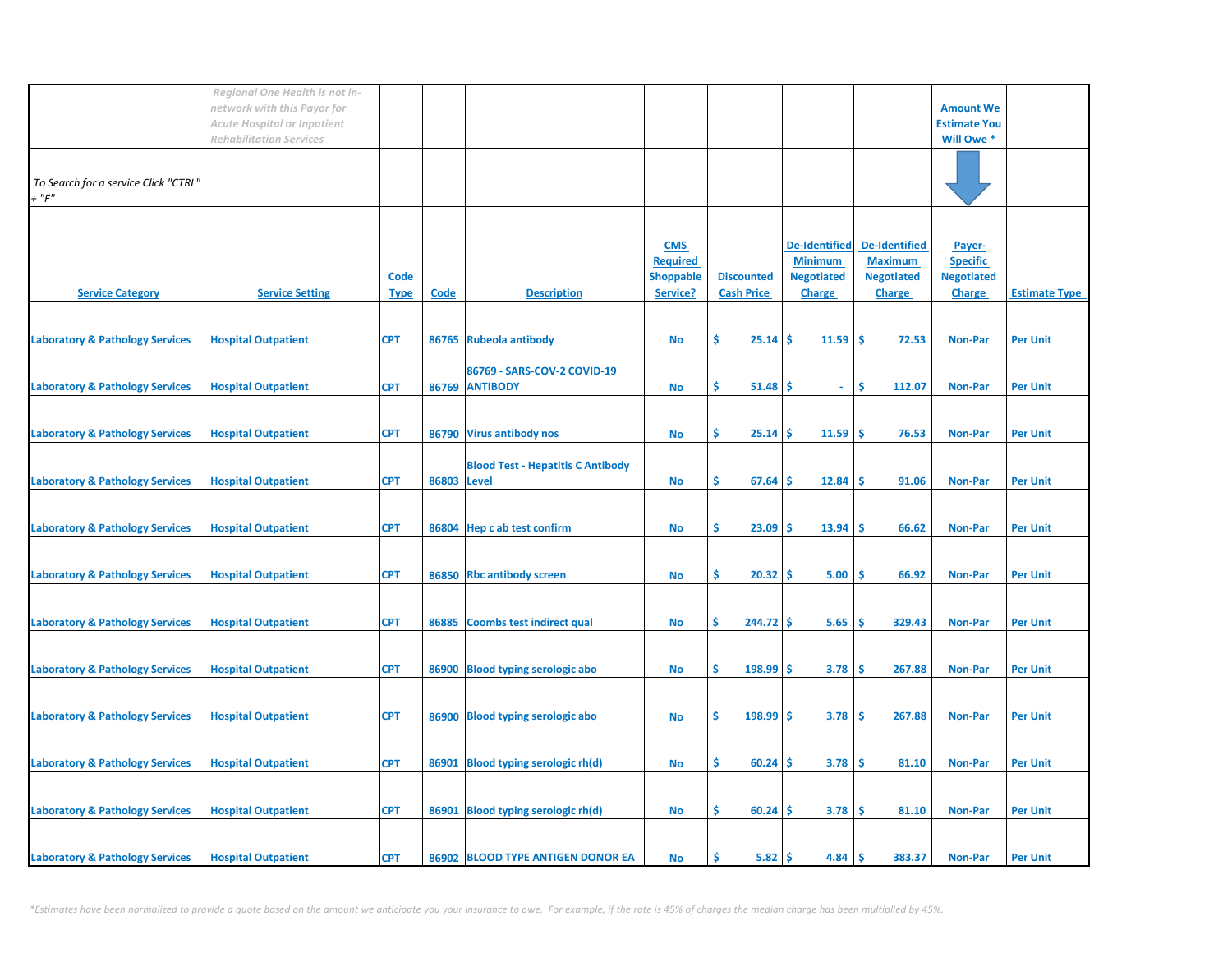| | *Regional One Health is not in-network with this Payor for Acute Hospital or Inpatient Rehabilitation Services* | | | | | | | | Amount We Estimate You Will Owe * | |
|---|---|---|---|---|---|---|---|---|---|---|
| *To Search for a service Click "CTRL" + "F"* | | | | | | | | | | |
| **Service Category** | **Service Setting** | **Code Type** | **Code** | **Description** | **CMS Required Shoppable Service?** | **Discounted Cash Price** | **De-Identified Minimum Negotiated Charge** | **De-Identified Maximum Negotiated Charge** | **Payer-Specific Negotiated Charge** | **Estimate Type** |
| Laboratory & Pathology Services | Hospital Outpatient | CPT | 86765 | Rubeola antibody | No | $ 25.14 | $ 11.59 | $ 72.53 | Non-Par | Per Unit |
| Laboratory & Pathology Services | Hospital Outpatient | CPT | 86769 | 86769 - SARS-COV-2 COVID-19 ANTIBODY | No | $ 51.48 | $ - | $ 112.07 | Non-Par | Per Unit |
| Laboratory & Pathology Services | Hospital Outpatient | CPT | 86790 | Virus antibody nos | No | $ 25.14 | $ 11.59 | $ 76.53 | Non-Par | Per Unit |
| Laboratory & Pathology Services | Hospital Outpatient | CPT | 86803 | Blood Test - Hepatitis C Antibody Level | No | $ 67.64 | $ 12.84 | $ 91.06 | Non-Par | Per Unit |
| Laboratory & Pathology Services | Hospital Outpatient | CPT | 86804 | Hep c ab test confirm | No | $ 23.09 | $ 13.94 | $ 66.62 | Non-Par | Per Unit |
| Laboratory & Pathology Services | Hospital Outpatient | CPT | 86850 | Rbc antibody screen | No | $ 20.32 | $ 5.00 | $ 66.92 | Non-Par | Per Unit |
| Laboratory & Pathology Services | Hospital Outpatient | CPT | 86885 | Coombs test indirect qual | No | $ 244.72 | $ 5.65 | $ 329.43 | Non-Par | Per Unit |
| Laboratory & Pathology Services | Hospital Outpatient | CPT | 86900 | Blood typing serologic abo | No | $ 198.99 | $ 3.78 | $ 267.88 | Non-Par | Per Unit |
| Laboratory & Pathology Services | Hospital Outpatient | CPT | 86900 | Blood typing serologic abo | No | $ 198.99 | $ 3.78 | $ 267.88 | Non-Par | Per Unit |
| Laboratory & Pathology Services | Hospital Outpatient | CPT | 86901 | Blood typing serologic rh(d) | No | $ 60.24 | $ 3.78 | $ 81.10 | Non-Par | Per Unit |
| Laboratory & Pathology Services | Hospital Outpatient | CPT | 86901 | Blood typing serologic rh(d) | No | $ 60.24 | $ 3.78 | $ 81.10 | Non-Par | Per Unit |
| Laboratory & Pathology Services | Hospital Outpatient | CPT | 86902 | BLOOD TYPE ANTIGEN DONOR EA | No | $ 5.82 | $ 4.84 | $ 383.37 | Non-Par | Per Unit |

*\*Estimates have been normalized to provide a quote based on the amount we anticipate you your insurance to owe. For example, if the rate is 45% of charges the median charge has been multiplied by 45%.*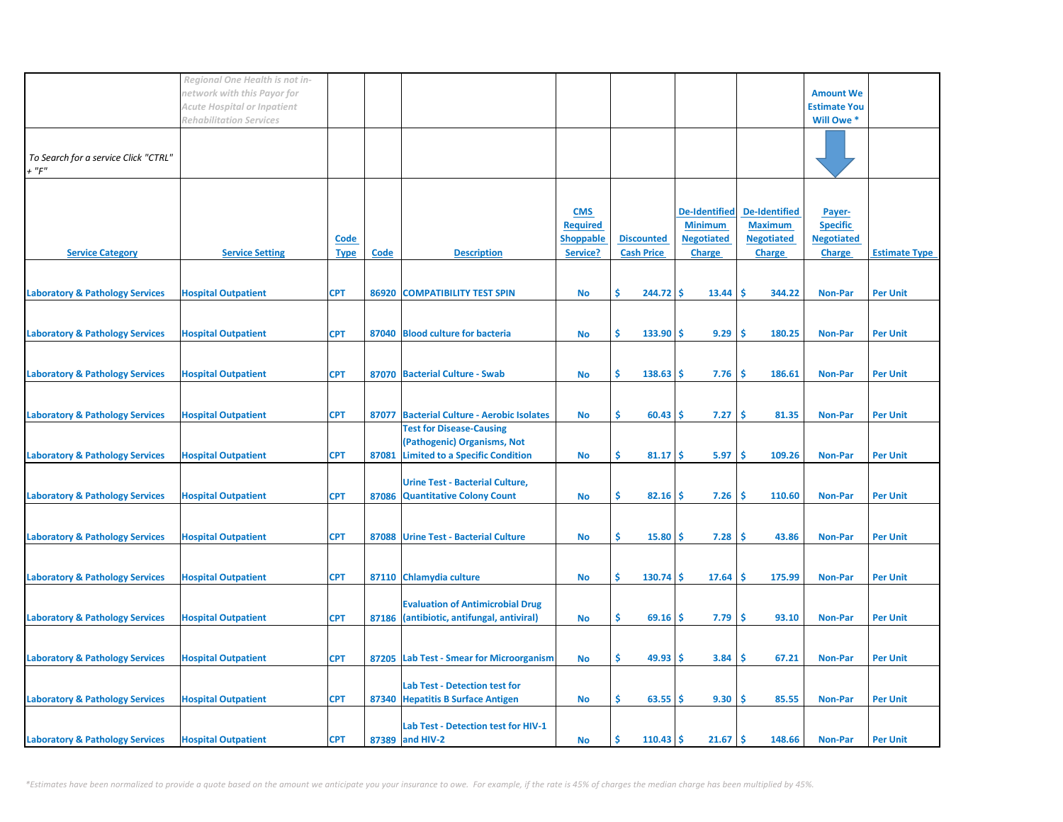| | *Regional One Health is not in-network with this Payor for Acute Hospital or Inpatient Rehabilitation Services* | | | | | | | | Amount We Estimate You Will Owe * | |
|---|---|---|---|---|---|---|---|---|---|---|
| *To Search for a service Click "CTRL" + "F"* | | | | | | | | | | |
| **Service Category** | **Service Setting** | **Code Type** | **Code** | **Description** | **CMS Required Shoppable Service?** | **Discounted Cash Price** | **De-Identified Minimum Negotiated Charge** | **De-Identified Maximum Negotiated Charge** | **Payer-Specific Negotiated Charge** | **Estimate Type** |
| Laboratory & Pathology Services | Hospital Outpatient | CPT | 86920 | COMPATIBILITY TEST SPIN | No | $ 244.72 | $ 13.44 | $ 344.22 | Non-Par | Per Unit |
| Laboratory & Pathology Services | Hospital Outpatient | CPT | 87040 | Blood culture for bacteria | No | $ 133.90 | $ 9.29 | $ 180.25 | Non-Par | Per Unit |
| Laboratory & Pathology Services | Hospital Outpatient | CPT | 87070 | Bacterial Culture - Swab | No | $ 138.63 | $ 7.76 | $ 186.61 | Non-Par | Per Unit |
| Laboratory & Pathology Services | Hospital Outpatient | CPT | 87077 | Bacterial Culture - Aerobic Isolates | No | $ 60.43 | $ 7.27 | $ 81.35 | Non-Par | Per Unit |
| Laboratory & Pathology Services | Hospital Outpatient | CPT | 87081 | Test for Disease-Causing (Pathogenic) Organisms, Not Limited to a Specific Condition | No | $ 81.17 | $ 5.97 | $ 109.26 | Non-Par | Per Unit |
| Laboratory & Pathology Services | Hospital Outpatient | CPT | 87086 | Urine Test - Bacterial Culture, Quantitative Colony Count | No | $ 82.16 | $ 7.26 | $ 110.60 | Non-Par | Per Unit |
| Laboratory & Pathology Services | Hospital Outpatient | CPT | 87088 | Urine Test - Bacterial Culture | No | $ 15.80 | $ 7.28 | $ 43.86 | Non-Par | Per Unit |
| Laboratory & Pathology Services | Hospital Outpatient | CPT | 87110 | Chlamydia culture | No | $ 130.74 | $ 17.64 | $ 175.99 | Non-Par | Per Unit |
| Laboratory & Pathology Services | Hospital Outpatient | CPT | 87186 | Evaluation of Antimicrobial Drug (antibiotic, antifungal, antiviral) | No | $ 69.16 | $ 7.79 | $ 93.10 | Non-Par | Per Unit |
| Laboratory & Pathology Services | Hospital Outpatient | CPT | 87205 | Lab Test - Smear for Microorganism | No | $ 49.93 | $ 3.84 | $ 67.21 | Non-Par | Per Unit |
| Laboratory & Pathology Services | Hospital Outpatient | CPT | 87340 | Lab Test - Detection test for Hepatitis B Surface Antigen | No | $ 63.55 | $ 9.30 | $ 85.55 | Non-Par | Per Unit |
| Laboratory & Pathology Services | Hospital Outpatient | CPT | 87389 | Lab Test - Detection test for HIV-1 and HIV-2 | No | $ 110.43 | $ 21.67 | $ 148.66 | Non-Par | Per Unit |

*\*Estimates have been normalized to provide a quote based on the amount we anticipate you your insurance to owe. For example, if the rate is 45% of charges the median charge has been multiplied by 45%.*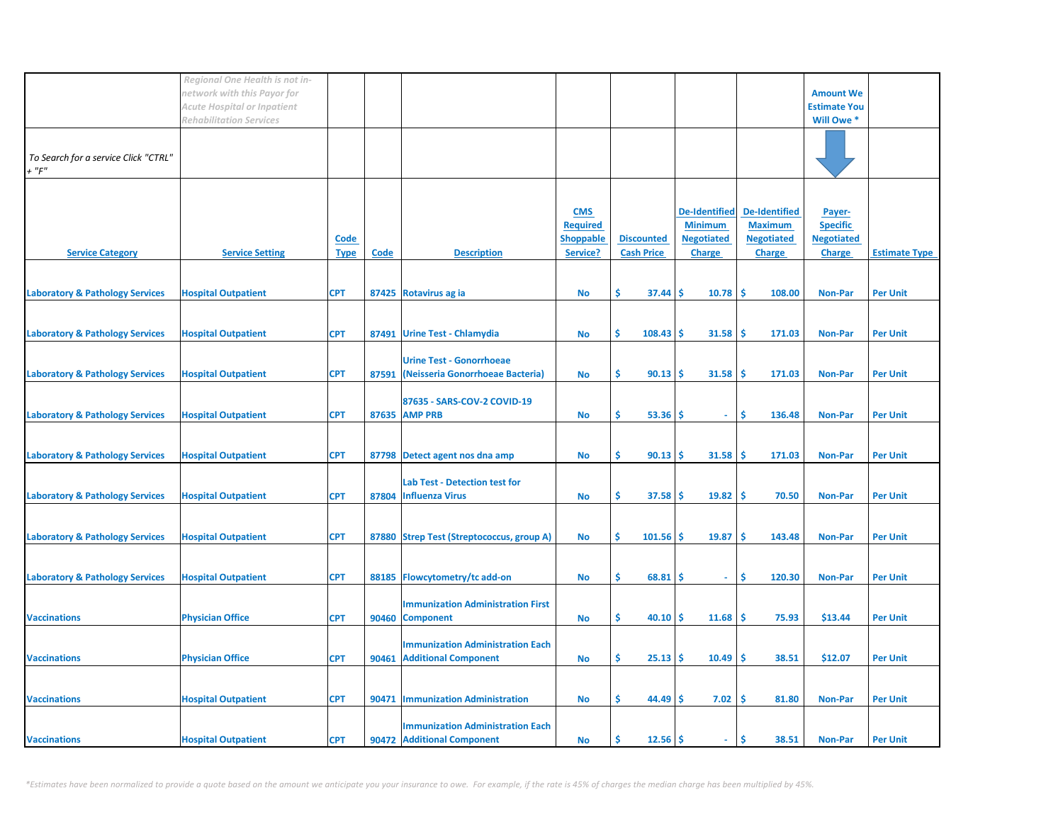| | *Regional One Health is not in-network with this Payor for Acute Hospital or Inpatient Rehabilitation Services* | | | | | | | | Amount We Estimate You Will Owe * | |
|---|---|---|---|---|---|---|---|---|---|---|
| *To Search for a service Click "CTRL" + "F"* | | | | | | | | | | |
| Service Category | Service Setting | Code Type | Code | Description | CMS Required Shoppable Service? | Discounted Cash Price | De-Identified Minimum Negotiated Charge | De-Identified Maximum Negotiated Charge | Payer-Specific Negotiated Charge | Estimate Type |
| Laboratory & Pathology Services | Hospital Outpatient | CPT | 87425 | Rotavirus ag ia | No | $ 37.44 | $ 10.78 | $ 108.00 | Non-Par | Per Unit |
| Laboratory & Pathology Services | Hospital Outpatient | CPT | 87491 | Urine Test - Chlamydia | No | $ 108.43 | $ 31.58 | $ 171.03 | Non-Par | Per Unit |
| Laboratory & Pathology Services | Hospital Outpatient | CPT | 87591 | Urine Test - Gonorrhoeae (Neisseria Gonorrhoeae Bacteria) | No | $ 90.13 | $ 31.58 | $ 171.03 | Non-Par | Per Unit |
| Laboratory & Pathology Services | Hospital Outpatient | CPT | 87635 | 87635 - SARS-COV-2 COVID-19 AMP PRB | No | $ 53.36 | $ - | $ 136.48 | Non-Par | Per Unit |
| Laboratory & Pathology Services | Hospital Outpatient | CPT | 87798 | Detect agent nos dna amp | No | $ 90.13 | $ 31.58 | $ 171.03 | Non-Par | Per Unit |
| Laboratory & Pathology Services | Hospital Outpatient | CPT | 87804 | Lab Test - Detection test for Influenza Virus | No | $ 37.58 | $ 19.82 | $ 70.50 | Non-Par | Per Unit |
| Laboratory & Pathology Services | Hospital Outpatient | CPT | 87880 | Strep Test (Streptococcus, group A) | No | $ 101.56 | $ 19.87 | $ 143.48 | Non-Par | Per Unit |
| Laboratory & Pathology Services | Hospital Outpatient | CPT | 88185 | Flowcytometry/tc add-on | No | $ 68.81 | $ - | $ 120.30 | Non-Par | Per Unit |
| Vaccinations | Physician Office | CPT | 90460 | Immunization Administration First Component | No | $ 40.10 | $ 11.68 | $ 75.93 | $13.44 | Per Unit |
| Vaccinations | Physician Office | CPT | 90461 | Immunization Administration Each Additional Component | No | $ 25.13 | $ 10.49 | $ 38.51 | $12.07 | Per Unit |
| Vaccinations | Hospital Outpatient | CPT | 90471 | Immunization Administration | No | $ 44.49 | $ 7.02 | $ 81.80 | Non-Par | Per Unit |
| Vaccinations | Hospital Outpatient | CPT | 90472 | Immunization Administration Each Additional Component | No | $ 12.56 | $ - | $ 38.51 | Non-Par | Per Unit |

*\*Estimates have been normalized to provide a quote based on the amount we anticipate you your insurance to owe. For example, if the rate is 45% of charges the median charge has been multiplied by 45%.*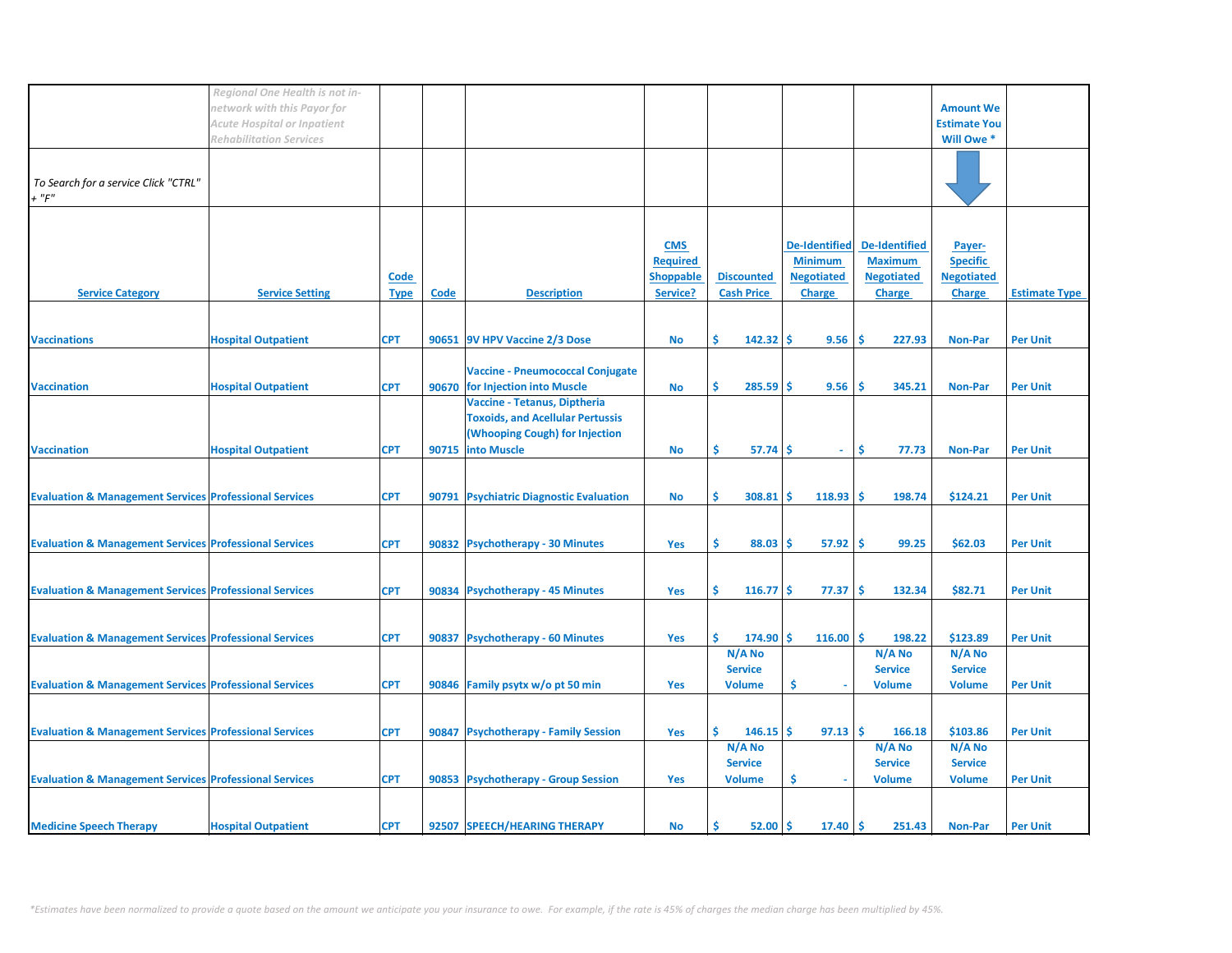| | Regional One Health is not in-network with this Payor for Acute Hospital or Inpatient Rehabilitation Services | | | | | | | | Amount We Estimate You Will Owe * | |
|---|---|---|---|---|---|---|---|---|---|---|
| To Search for a service Click "CTRL" + "F" | | | | | | | | | | |
| **Service Category** | **Service Setting** | **Code Type** | **Code** | **Description** | **CMS Required Shoppable Service?** | **Discounted Cash Price** | **De-Identified Minimum Negotiated Charge** | **De-Identified Maximum Negotiated Charge** | **Payer-Specific Negotiated Charge** | **Estimate Type** |
| Vaccinations | Hospital Outpatient | CPT | 90651 | 9V HPV Vaccine 2/3 Dose | No | $ 142.32 | $ 9.56 | $ 227.93 | Non-Par | Per Unit |
| Vaccination | Hospital Outpatient | CPT | 90670 | Vaccine - Pneumococcal Conjugate for Injection into Muscle | No | $ 285.59 | $ 9.56 | $ 345.21 | Non-Par | Per Unit |
| Vaccination | Hospital Outpatient | CPT | 90715 | Vaccine - Tetanus, Diptheria Toxoids, and Acellular Pertussis (Whooping Cough) for Injection into Muscle | No | $ 57.74 | $ - | $ 77.73 | Non-Par | Per Unit |
| Evaluation & Management Services | Professional Services | CPT | 90791 | Psychiatric Diagnostic Evaluation | No | $ 308.81 | $ 118.93 | $ 198.74 | $124.21 | Per Unit |
| Evaluation & Management Services | Professional Services | CPT | 90832 | Psychotherapy - 30 Minutes | Yes | $ 88.03 | $ 57.92 | $ 99.25 | $62.03 | Per Unit |
| Evaluation & Management Services | Professional Services | CPT | 90834 | Psychotherapy - 45 Minutes | Yes | $ 116.77 | $ 77.37 | $ 132.34 | $82.71 | Per Unit |
| Evaluation & Management Services | Professional Services | CPT | 90837 | Psychotherapy - 60 Minutes | Yes | $ 174.90 | $ 116.00 | $ 198.22 | $123.89 | Per Unit |
| Evaluation & Management Services | Professional Services | CPT | 90846 | Family psytx w/o pt 50 min | Yes | N/A No Service Volume | $ - | N/A No Service Volume | N/A No Service Volume | Per Unit |
| Evaluation & Management Services | Professional Services | CPT | 90847 | Psychotherapy - Family Session | Yes | $ 146.15 | $ 97.13 | $ 166.18 | $103.86 | Per Unit |
| Evaluation & Management Services | Professional Services | CPT | 90853 | Psychotherapy - Group Session | Yes | N/A No Service Volume | $ - | N/A No Service Volume | N/A No Service Volume | Per Unit |
| Medicine Speech Therapy | Hospital Outpatient | CPT | 92507 | SPEECH/HEARING THERAPY | No | $ 52.00 | $ 17.40 | $ 251.43 | Non-Par | Per Unit |

*\*Estimates have been normalized to provide a quote based on the amount we anticipate you your insurance to owe. For example, if the rate is 45% of charges the median charge has been multiplied by 45%.*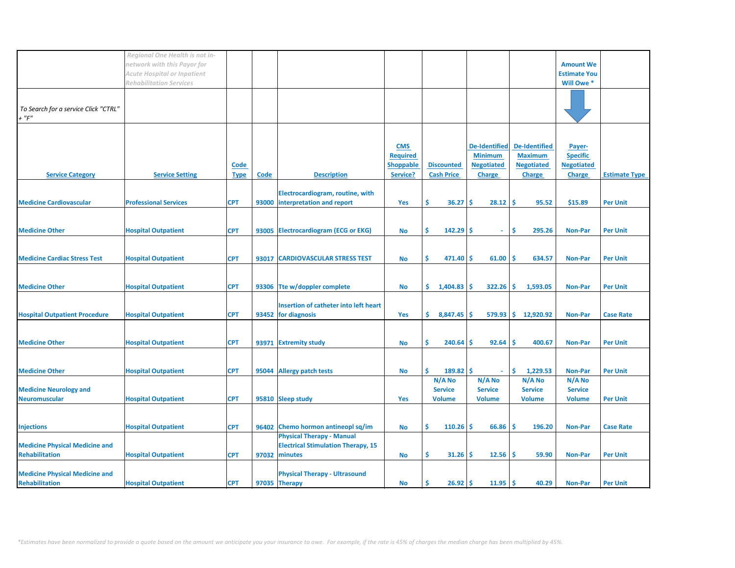| | *Regional One Health is not in-network with this Payor for Acute Hospital or Inpatient Rehabilitation Services* | | | | | | | | Amount We Estimate You Will Owe * | |
|---|---|---|---|---|---|---|---|---|---|---|
| *To Search for a service Click "CTRL" + "F"* | | | | | | | | | | |
| Service Category | Service Setting | Code Type | Code | Description | CMS Required Shoppable Service? | Discounted Cash Price | De-Identified Minimum Negotiated Charge | De-Identified Maximum Negotiated Charge | Payer-Specific Negotiated Charge | Estimate Type |
| Medicine Cardiovascular | Professional Services | CPT | 93000 | Electrocardiogram, routine, with interpretation and report | Yes | $ 36.27 | $ 28.12 | $ 95.52 | $15.89 | Per Unit |
| Medicine Other | Hospital Outpatient | CPT | 93005 | Electrocardiogram (ECG or EKG) | No | $ 142.29 | $ - | $ 295.26 | Non-Par | Per Unit |
| Medicine Cardiac Stress Test | Hospital Outpatient | CPT | 93017 | CARDIOVASCULAR STRESS TEST | No | $ 471.40 | $ 61.00 | $ 634.57 | Non-Par | Per Unit |
| Medicine Other | Hospital Outpatient | CPT | 93306 | Tte w/doppler complete | No | $ 1,404.83 | $ 322.26 | $ 1,593.05 | Non-Par | Per Unit |
| Hospital Outpatient Procedure | Hospital Outpatient | CPT | 93452 | Insertion of catheter into left heart for diagnosis | Yes | $ 8,847.45 | $ 579.93 | $ 12,920.92 | Non-Par | Case Rate |
| Medicine Other | Hospital Outpatient | CPT | 93971 | Extremity study | No | $ 240.64 | $ 92.64 | $ 400.67 | Non-Par | Per Unit |
| Medicine Other | Hospital Outpatient | CPT | 95044 | Allergy patch tests | No | $ 189.82 | $ - | $ 1,229.53 | Non-Par | Per Unit |
| Medicine Neurology and Neuromuscular | Hospital Outpatient | CPT | 95810 | Sleep study | Yes | N/A No Service Volume | N/A No Service Volume | N/A No Service Volume | N/A No Service Volume | Per Unit |
| Injections | Hospital Outpatient | CPT | 96402 | Chemo hormon antineopl sq/im | No | $ 110.26 | $ 66.86 | $ 196.20 | Non-Par | Case Rate |
| Medicine Physical Medicine and Rehabilitation | Hospital Outpatient | CPT | 97032 | Physical Therapy - Manual Electrical Stimulation Therapy, 15 minutes | No | $ 31.26 | $ 12.56 | $ 59.90 | Non-Par | Per Unit |
| Medicine Physical Medicine and Rehabilitation | Hospital Outpatient | CPT | 97035 | Physical Therapy - Ultrasound Therapy | No | $ 26.92 | $ 11.95 | $ 40.29 | Non-Par | Per Unit |

*\*Estimates have been normalized to provide a quote based on the amount we anticipate you your insurance to owe. For example, if the rate is 45% of charges the median charge has been multiplied by 45%.*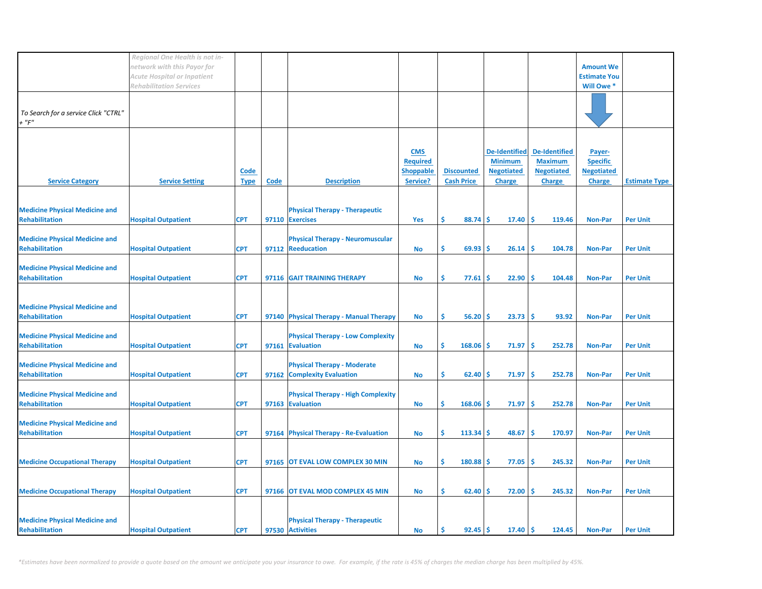| | *Regional One Health is not in-network with this Payor for Acute Hospital or Inpatient Rehabilitation Services* | | | | | | | | Amount We Estimate You Will Owe * | |
|---|---|---|---|---|---|---|---|---|---|---|
| *To Search for a service Click "CTRL" + "F"* | | | | | | | | | | |
| Service Category | Service Setting | Code Type | Code | Description | CMS Required Shoppable Service? | Discounted Cash Price | De-Identified Minimum Negotiated Charge | De-Identified Maximum Negotiated Charge | Payer-Specific Negotiated Charge | Estimate Type |
| Medicine Physical Medicine and Rehabilitation | Hospital Outpatient | CPT | 97110 | Physical Therapy - Therapeutic Exercises | Yes | $ 88.74 | $ 17.40 | $ 119.46 | Non-Par | Per Unit |
| Medicine Physical Medicine and Rehabilitation | Hospital Outpatient | CPT | 97112 | Physical Therapy - Neuromuscular Reeducation | No | $ 69.93 | $ 26.14 | $ 104.78 | Non-Par | Per Unit |
| Medicine Physical Medicine and Rehabilitation | Hospital Outpatient | CPT | 97116 | GAIT TRAINING THERAPY | No | $ 77.61 | $ 22.90 | $ 104.48 | Non-Par | Per Unit |
| Medicine Physical Medicine and Rehabilitation | Hospital Outpatient | CPT | 97140 | Physical Therapy - Manual Therapy | No | $ 56.20 | $ 23.73 | $ 93.92 | Non-Par | Per Unit |
| Medicine Physical Medicine and Rehabilitation | Hospital Outpatient | CPT | 97161 | Physical Therapy - Low Complexity Evaluation | No | $ 168.06 | $ 71.97 | $ 252.78 | Non-Par | Per Unit |
| Medicine Physical Medicine and Rehabilitation | Hospital Outpatient | CPT | 97162 | Physical Therapy - Moderate Complexity Evaluation | No | $ 62.40 | $ 71.97 | $ 252.78 | Non-Par | Per Unit |
| Medicine Physical Medicine and Rehabilitation | Hospital Outpatient | CPT | 97163 | Physical Therapy - High Complexity Evaluation | No | $ 168.06 | $ 71.97 | $ 252.78 | Non-Par | Per Unit |
| Medicine Physical Medicine and Rehabilitation | Hospital Outpatient | CPT | 97164 | Physical Therapy - Re-Evaluation | No | $ 113.34 | $ 48.67 | $ 170.97 | Non-Par | Per Unit |
| Medicine Occupational Therapy | Hospital Outpatient | CPT | 97165 | OT EVAL LOW COMPLEX 30 MIN | No | $ 180.88 | $ 77.05 | $ 245.32 | Non-Par | Per Unit |
| Medicine Occupational Therapy | Hospital Outpatient | CPT | 97166 | OT EVAL MOD COMPLEX 45 MIN | No | $ 62.40 | $ 72.00 | $ 245.32 | Non-Par | Per Unit |
| Medicine Physical Medicine and Rehabilitation | Hospital Outpatient | CPT | 97530 | Physical Therapy - Therapeutic Activities | No | $ 92.45 | $ 17.40 | $ 124.45 | Non-Par | Per Unit |

*\*Estimates have been normalized to provide a quote based on the amount we anticipate you your insurance to owe. For example, if the rate is 45% of charges the median charge has been multiplied by 45%.*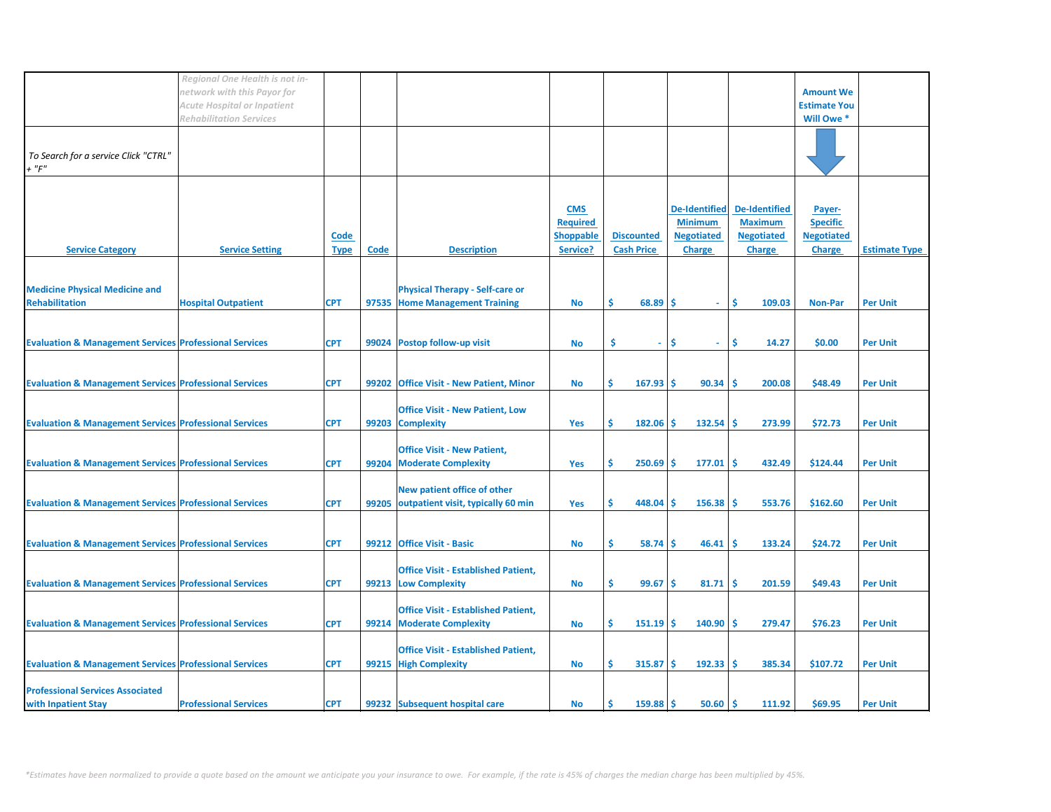| | *Regional One Health is not in-network with this Payor for Acute Hospital or Inpatient Rehabilitation Services* | | | | | | | | Amount We Estimate You Will Owe * | |
|---|---|---|---|---|---|---|---|---|---|---|
| *To Search for a service Click "CTRL" + "F"* | | | | | | | | | | |
| Service Category | Service Setting | Code Type | Code | Description | CMS Required Shoppable Service? | Discounted Cash Price | De-Identified Minimum Negotiated Charge | De-Identified Maximum Negotiated Charge | Payer-Specific Negotiated Charge | Estimate Type |
| Medicine Physical Medicine and Rehabilitation | Hospital Outpatient | CPT | 97535 | Physical Therapy - Self-care or Home Management Training | No | $ 68.89 | $ - | $ 109.03 | Non-Par | Per Unit |
| Evaluation & Management Services | Professional Services | CPT | 99024 | Postop follow-up visit | No | $ - | $ - | $ 14.27 | $0.00 | Per Unit |
| Evaluation & Management Services | Professional Services | CPT | 99202 | Office Visit - New Patient, Minor | No | $ 167.93 | $ 90.34 | $ 200.08 | $48.49 | Per Unit |
| Evaluation & Management Services | Professional Services | CPT | 99203 | Office Visit - New Patient, Low Complexity | Yes | $ 182.06 | $ 132.54 | $ 273.99 | $72.73 | Per Unit |
| Evaluation & Management Services | Professional Services | CPT | 99204 | Office Visit - New Patient, Moderate Complexity | Yes | $ 250.69 | $ 177.01 | $ 432.49 | $124.44 | Per Unit |
| Evaluation & Management Services | Professional Services | CPT | 99205 | New patient office of other outpatient visit, typically 60 min | Yes | $ 448.04 | $ 156.38 | $ 553.76 | $162.60 | Per Unit |
| Evaluation & Management Services | Professional Services | CPT | 99212 | Office Visit - Basic | No | $ 58.74 | $ 46.41 | $ 133.24 | $24.72 | Per Unit |
| Evaluation & Management Services | Professional Services | CPT | 99213 | Office Visit - Established Patient, Low Complexity | No | $ 99.67 | $ 81.71 | $ 201.59 | $49.43 | Per Unit |
| Evaluation & Management Services | Professional Services | CPT | 99214 | Office Visit - Established Patient, Moderate Complexity | No | $ 151.19 | $ 140.90 | $ 279.47 | $76.23 | Per Unit |
| Evaluation & Management Services | Professional Services | CPT | 99215 | Office Visit - Established Patient, High Complexity | No | $ 315.87 | $ 192.33 | $ 385.34 | $107.72 | Per Unit |
| Professional Services Associated with Inpatient Stay | Professional Services | CPT | 99232 | Subsequent hospital care | No | $ 159.88 | $ 50.60 | $ 111.92 | $69.95 | Per Unit |

*\*Estimates have been normalized to provide a quote based on the amount we anticipate you your insurance to owe. For example, if the rate is 45% of charges the median charge has been multiplied by 45%.*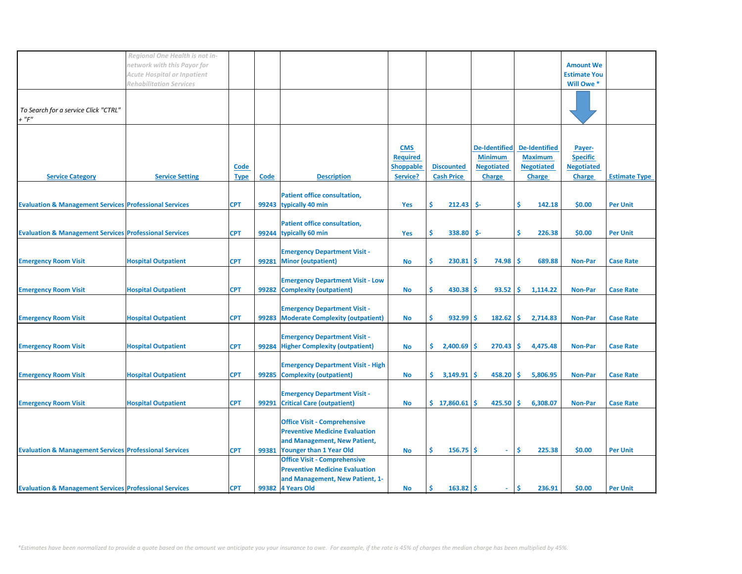| | Regional One Health is not in-network with this Payor for Acute Hospital or Inpatient Rehabilitation Services | | | | | | | | Amount We Estimate You Will Owe * | |
|---|---|---|---|---|---|---|---|---|---|---|
| To Search for a service Click "CTRL" + "F" | | | | | | | | | | |
| **Service Category** | **Service Setting** | **Code Type** | **Code** | **Description** | **CMS Required Shoppable Service?** | **Discounted Cash Price** | **De-Identified Minimum Negotiated Charge** | **De-Identified Maximum Negotiated Charge** | **Payer-Specific Negotiated Charge** | **Estimate Type** |
| Evaluation & Management Services | Professional Services | CPT | 99243 | Patient office consultation, typically 40 min | Yes | $ 212.43 | $- | $ 142.18 | $0.00 | Per Unit |
| Evaluation & Management Services | Professional Services | CPT | 99244 | Patient office consultation, typically 60 min | Yes | $ 338.80 | $- | $ 226.38 | $0.00 | Per Unit |
| Emergency Room Visit | Hospital Outpatient | CPT | 99281 | Emergency Department Visit - Minor (outpatient) | No | $ 230.81 | $ 74.98 | $ 689.88 | Non-Par | Case Rate |
| Emergency Room Visit | Hospital Outpatient | CPT | 99282 | Emergency Department Visit - Low Complexity (outpatient) | No | $ 430.38 | $ 93.52 | $ 1,114.22 | Non-Par | Case Rate |
| Emergency Room Visit | Hospital Outpatient | CPT | 99283 | Emergency Department Visit - Moderate Complexity (outpatient) | No | $ 932.99 | $ 182.62 | $ 2,714.83 | Non-Par | Case Rate |
| Emergency Room Visit | Hospital Outpatient | CPT | 99284 | Emergency Department Visit - Higher Complexity (outpatient) | No | $ 2,400.69 | $ 270.43 | $ 4,475.48 | Non-Par | Case Rate |
| Emergency Room Visit | Hospital Outpatient | CPT | 99285 | Emergency Department Visit - High Complexity (outpatient) | No | $ 3,149.91 | $ 458.20 | $ 5,806.95 | Non-Par | Case Rate |
| Emergency Room Visit | Hospital Outpatient | CPT | 99291 | Emergency Department Visit - Critical Care (outpatient) | No | $ 17,860.61 | $ 425.50 | $ 6,308.07 | Non-Par | Case Rate |
| Evaluation & Management Services | Professional Services | CPT | 99381 | Office Visit - Comprehensive Preventive Medicine Evaluation and Management, New Patient, Younger than 1 Year Old | No | $ 156.75 | $ - | $ 225.38 | $0.00 | Per Unit |
| Evaluation & Management Services | Professional Services | CPT | 99382 | Office Visit - Comprehensive Preventive Medicine Evaluation and Management, New Patient, 1-4 Years Old | No | $ 163.82 | $ - | $ 236.91 | $0.00 | Per Unit |

*Estimates have been normalized to provide a quote based on the amount we anticipate you your insurance to owe. For example, if the rate is 45% of charges the median charge has been multiplied by 45%.*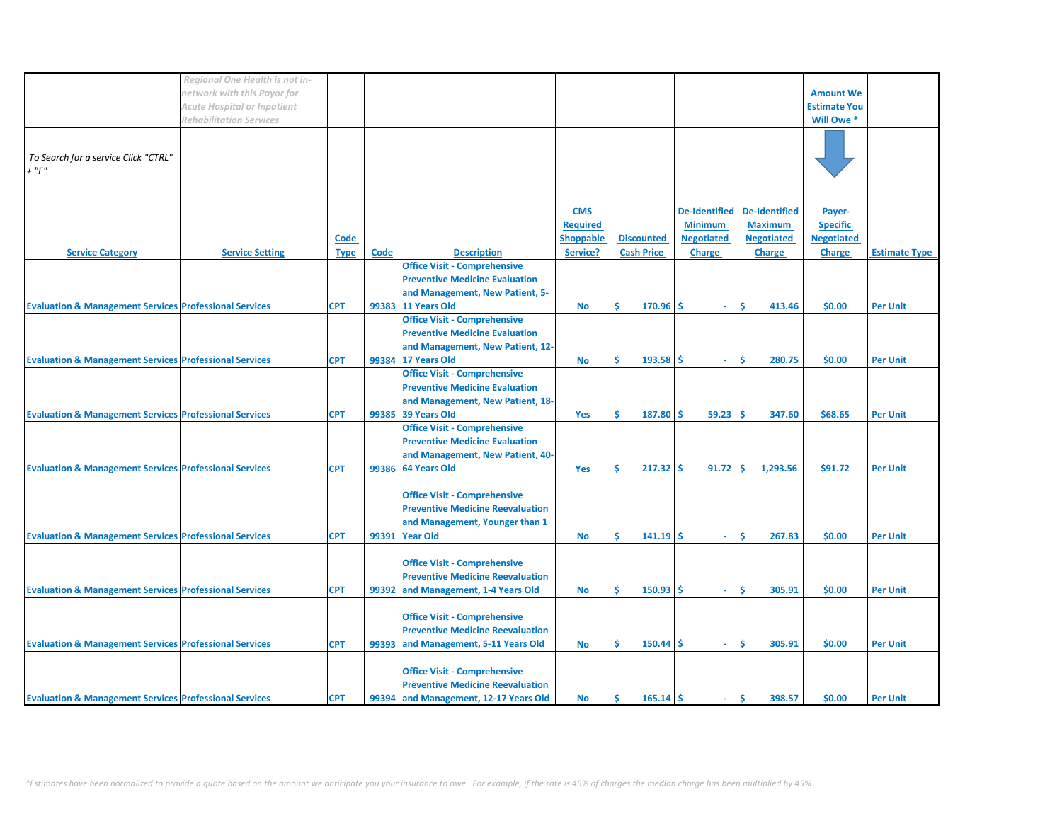| | *Regional One Health is not in-network with this Payor for Acute Hospital or Inpatient Rehabilitation Services* | | | | | | | | Amount We Estimate You Will Owe * | |
|---|---|---|---|---|---|---|---|---|---|---|
| *To Search for a service Click "CTRL" + "F"* | | | | | | | | | | |
| Service Category | Service Setting | Code Type | Code | Description | CMS Required Shoppable Service? | Discounted Cash Price | De-Identified Minimum Negotiated Charge | De-Identified Maximum Negotiated Charge | Payer-Specific Negotiated Charge | Estimate Type |
| Evaluation & Management Services | Professional Services | CPT | 99383 | Office Visit - Comprehensive Preventive Medicine Evaluation and Management, New Patient, 5-11 Years Old | No | $ 170.96 | $ - | $ 413.46 | $0.00 | Per Unit |
| Evaluation & Management Services | Professional Services | CPT | 99384 | Office Visit - Comprehensive Preventive Medicine Evaluation and Management, New Patient, 12-17 Years Old | No | $ 193.58 | $ - | $ 280.75 | $0.00 | Per Unit |
| Evaluation & Management Services | Professional Services | CPT | 99385 | Office Visit - Comprehensive Preventive Medicine Evaluation and Management, New Patient, 18-39 Years Old | Yes | $ 187.80 | $ 59.23 | $ 347.60 | $68.65 | Per Unit |
| Evaluation & Management Services | Professional Services | CPT | 99386 | Office Visit - Comprehensive Preventive Medicine Evaluation and Management, New Patient, 40-64 Years Old | Yes | $ 217.32 | $ 91.72 | $ 1,293.56 | $91.72 | Per Unit |
| Evaluation & Management Services | Professional Services | CPT | 99391 | Office Visit - Comprehensive Preventive Medicine Reevaluation and Management, Younger than 1 Year Old | No | $ 141.19 | $ - | $ 267.83 | $0.00 | Per Unit |
| Evaluation & Management Services | Professional Services | CPT | 99392 | Office Visit - Comprehensive Preventive Medicine Reevaluation and Management, 1-4 Years Old | No | $ 150.93 | $ - | $ 305.91 | $0.00 | Per Unit |
| Evaluation & Management Services | Professional Services | CPT | 99393 | Office Visit - Comprehensive Preventive Medicine Reevaluation and Management, 5-11 Years Old | No | $ 150.44 | $ - | $ 305.91 | $0.00 | Per Unit |
| Evaluation & Management Services | Professional Services | CPT | 99394 | Office Visit - Comprehensive Preventive Medicine Reevaluation and Management, 12-17 Years Old | No | $ 165.14 | $ - | $ 398.57 | $0.00 | Per Unit |

*\*Estimates have been normalized to provide a quote based on the amount we anticipate you your insurance to owe. For example, if the rate is 45% of charges the median charge has been multiplied by 45%.*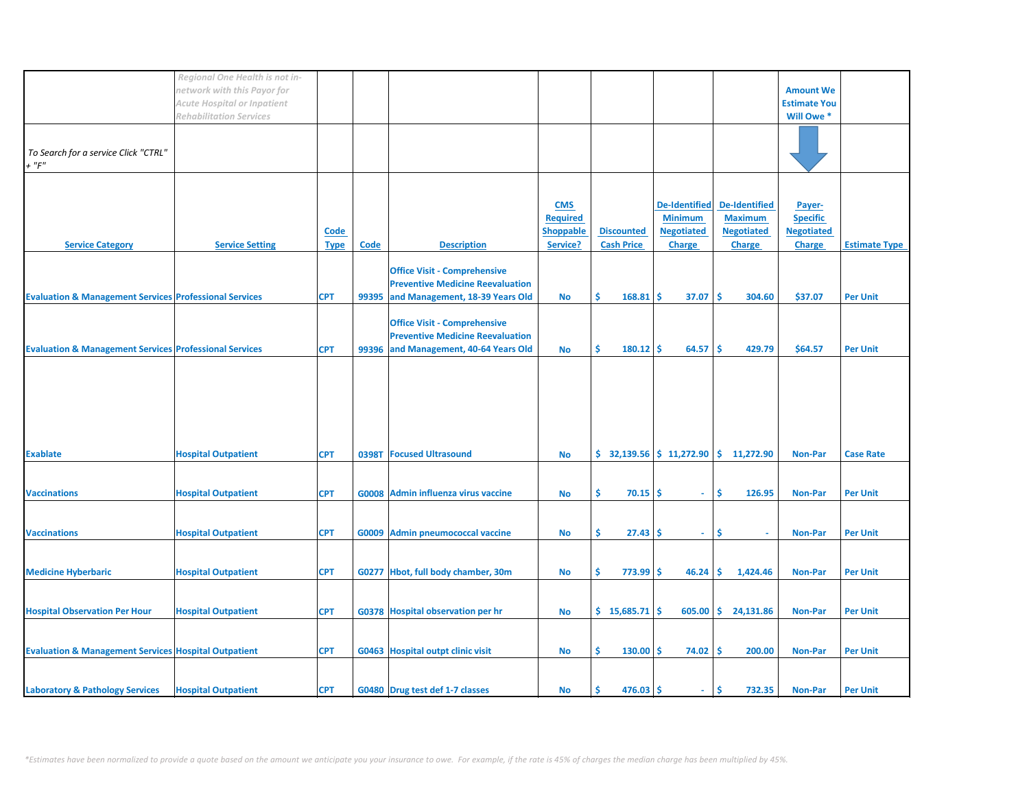| | *Regional One Health is not in-network with this Payor for Acute Hospital or Inpatient Rehabilitation Services* | | | | | | | | Amount We Estimate You Will Owe * | |
|---|---|---|---|---|---|---|---|---|---|---|
| *To Search for a service Click "CTRL" + "F"* | | | | | | | | | | |
| Service Category | Service Setting | Code Type | Code | Description | CMS Required Shoppable Service? | Discounted Cash Price | De-Identified Minimum Negotiated Charge | De-Identified Maximum Negotiated Charge | Payer-Specific Negotiated Charge | Estimate Type |
| Evaluation & Management Services | Professional Services | CPT | 99395 | Office Visit - Comprehensive Preventive Medicine Reevaluation and Management, 18-39 Years Old | No | $ 168.81 | $ 37.07 | $ 304.60 | $37.07 | Per Unit |
| Evaluation & Management Services | Professional Services | CPT | 99396 | Office Visit - Comprehensive Preventive Medicine Reevaluation and Management, 40-64 Years Old | No | $ 180.12 | $ 64.57 | $ 429.79 | $64.57 | Per Unit |
| Exablate | Hospital Outpatient | CPT | 0398T | Focused Ultrasound | No | $ 32,139.56 | $ 11,272.90 | $ 11,272.90 | Non-Par | Case Rate |
| Vaccinations | Hospital Outpatient | CPT | G0008 | Admin influenza virus vaccine | No | $ 70.15 | $ - | $ 126.95 | Non-Par | Per Unit |
| Vaccinations | Hospital Outpatient | CPT | G0009 | Admin pneumococcal vaccine | No | $ 27.43 | $ - | $ - | Non-Par | Per Unit |
| Medicine Hyberbaric | Hospital Outpatient | CPT | G0277 | Hbot, full body chamber, 30m | No | $ 773.99 | $ 46.24 | $ 1,424.46 | Non-Par | Per Unit |
| Hospital Observation Per Hour | Hospital Outpatient | CPT | G0378 | Hospital observation per hr | No | $ 15,685.71 | $ 605.00 | $ 24,131.86 | Non-Par | Per Unit |
| Evaluation & Management Services | Hospital Outpatient | CPT | G0463 | Hospital outpt clinic visit | No | $ 130.00 | $ 74.02 | $ 200.00 | Non-Par | Per Unit |
| Laboratory & Pathology Services | Hospital Outpatient | CPT | G0480 | Drug test def 1-7 classes | No | $ 476.03 | $ - | $ 732.35 | Non-Par | Per Unit |

*\*Estimates have been normalized to provide a quote based on the amount we anticipate you your insurance to owe. For example, if the rate is 45% of charges the median charge has been multiplied by 45%.*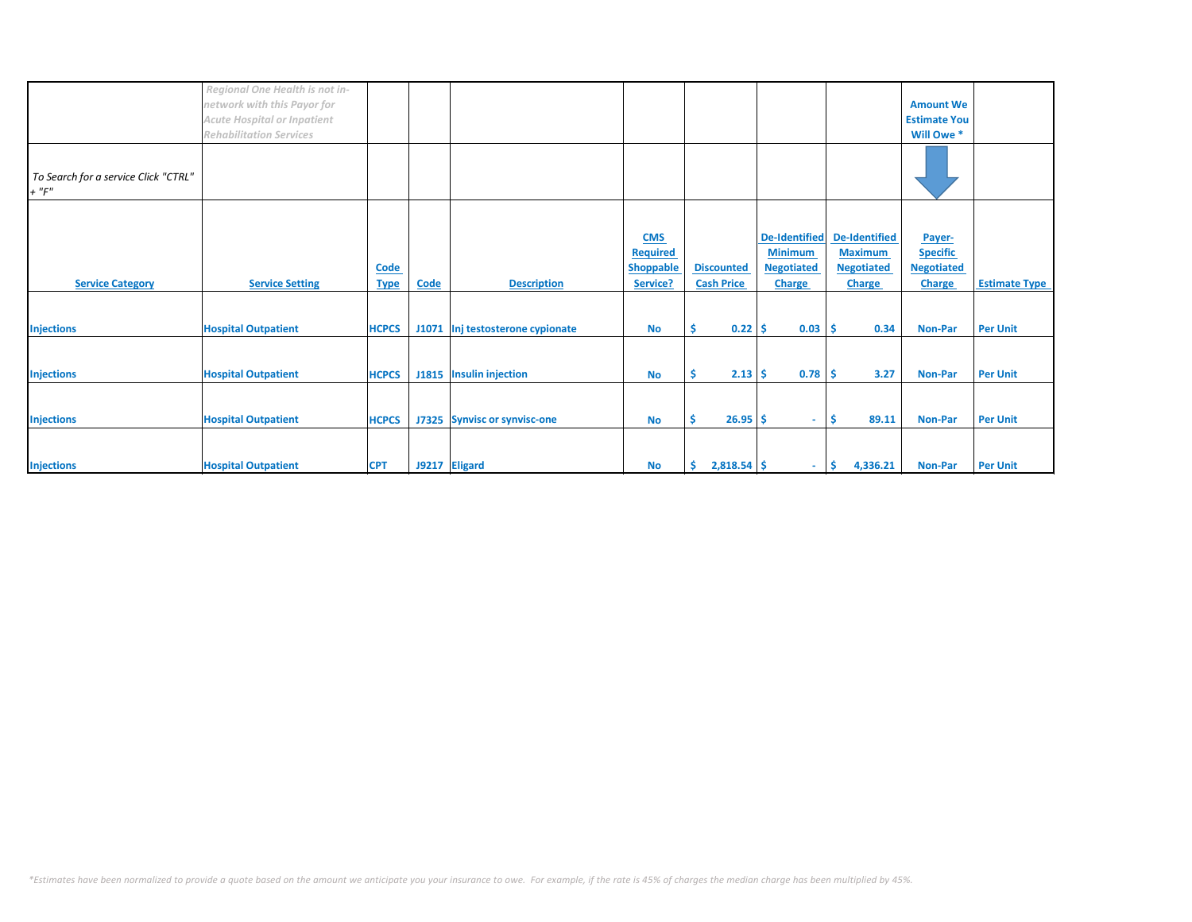| | Regional One Health is not in-network with this Payor for Acute Hospital or Inpatient Rehabilitation Services | | | | | | | | Amount We Estimate You Will Owe * | |
|---|---|---|---|---|---|---|---|---|---|---|
| To Search for a service Click "CTRL" + "F" | | | | | | | | | | |
| Service Category | Service Setting | Code Type | Code | Description | CMS Required Shoppable Service? | Discounted Cash Price | De-Identified Minimum Negotiated Charge | De-Identified Maximum Negotiated Charge | Payer-Specific Negotiated Charge | Estimate Type |
| Injections | Hospital Outpatient | HCPCS | J1071 | Inj testosterone cypionate | No | $ 0.22 | $ 0.03 | $ 0.34 | Non-Par | Per Unit |
| Injections | Hospital Outpatient | HCPCS | J1815 | Insulin injection | No | $ 2.13 | $ 0.78 | $ 3.27 | Non-Par | Per Unit |
| Injections | Hospital Outpatient | HCPCS | J7325 | Synvisc or synvisc-one | No | $ 26.95 | $ - | $ 89.11 | Non-Par | Per Unit |
| Injections | Hospital Outpatient | CPT | J9217 | Eligard | No | $ 2,818.54 | $ - | $ 4,336.21 | Non-Par | Per Unit |

*Estimates have been normalized to provide a quote based on the amount we anticipate you your insurance to owe. For example, if the rate is 45% of charges the median charge has been multiplied by 45%.*